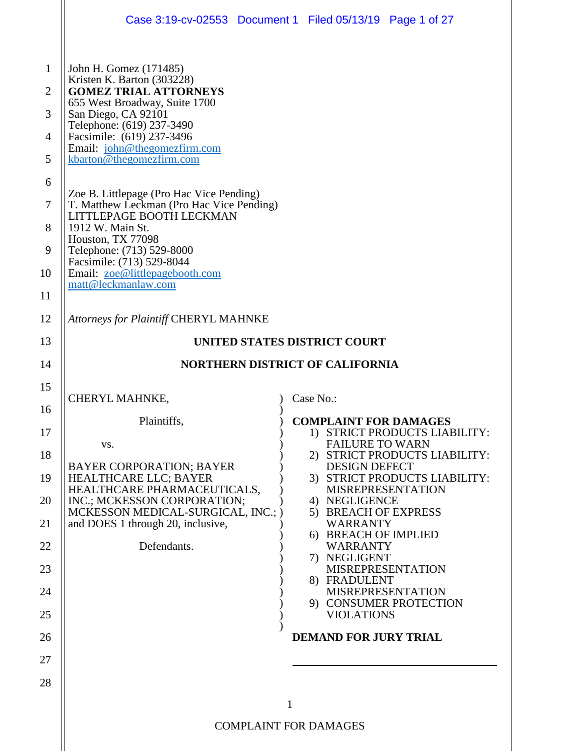John H. Gomez (171485)
Kristen K. Barton (303228)
**GOMEZ TRIAL ATTORNEYS**
655 West Broadway, Suite 1700
San Diego, CA 92101
Telephone: (619) 237-3490
Facsimile: (619) 237-3496
Email: john@thegomezfirm.com
kbarton@thegomezfirm.com

Zoe B. Littlepage (Pro Hac Vice Pending)
T. Matthew Leckman (Pro Hac Vice Pending)
LITTLEPAGE BOOTH LECKMAN
1912 W. Main St.
Houston, TX 77098
Telephone: (713) 529-8000
Facsimile: (713) 529-8044
Email: zoe@littlepagebooth.com
matt@leckmanlaw.com

*Attorneys for Plaintiff* CHERYL MAHNKE

**UNITED STATES DISTRICT COURT**

**NORTHERN DISTRICT OF CALIFORNIA**

CHERYL MAHNKE,

Plaintiffs,

vs.

BAYER CORPORATION; BAYER HEALTHCARE LLC; BAYER HEALTHCARE PHARMACEUTICALS, INC.; MCKESSON CORPORATION; MCKESSON MEDICAL-SURGICAL, INC.; and DOES 1 through 20, inclusive,

Defendants.

Case No.:

**COMPLAINT FOR DAMAGES**

1) STRICT PRODUCTS LIABILITY: FAILURE TO WARN
2) STRICT PRODUCTS LIABILITY: DESIGN DEFECT
3) STRICT PRODUCTS LIABILITY: MISREPRESENTATION
4) NEGLIGENCE
5) BREACH OF EXPRESS WARRANTY
6) BREACH OF IMPLIED WARRANTY
7) NEGLIGENT MISREPRESENTATION
8) FRADULENT MISREPRESENTATION
9) CONSUMER PROTECTION VIOLATIONS

**DEMAND FOR JURY TRIAL**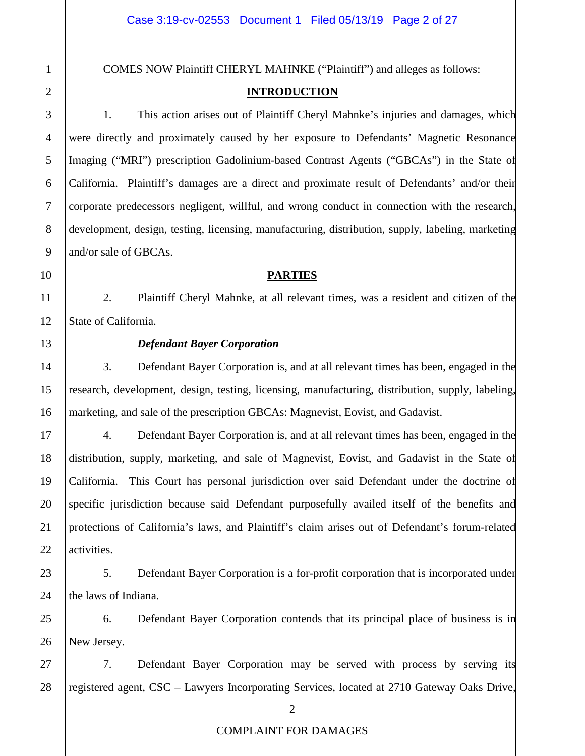COMES NOW Plaintiff CHERYL MAHNKE ("Plaintiff") and alleges as follows:

## INTRODUCTION

1. This action arises out of Plaintiff Cheryl Mahnke's injuries and damages, which were directly and proximately caused by her exposure to Defendants' Magnetic Resonance Imaging ("MRI") prescription Gadolinium-based Contrast Agents ("GBCAs") in the State of California. Plaintiff's damages are a direct and proximate result of Defendants' and/or their corporate predecessors negligent, willful, and wrong conduct in connection with the research, development, design, testing, licensing, manufacturing, distribution, supply, labeling, marketing and/or sale of GBCAs.

## PARTIES

2. Plaintiff Cheryl Mahnke, at all relevant times, was a resident and citizen of the State of California.

***Defendant Bayer Corporation***

3. Defendant Bayer Corporation is, and at all relevant times has been, engaged in the research, development, design, testing, licensing, manufacturing, distribution, supply, labeling, marketing, and sale of the prescription GBCAs: Magnevist, Eovist, and Gadavist.

4. Defendant Bayer Corporation is, and at all relevant times has been, engaged in the distribution, supply, marketing, and sale of Magnevist, Eovist, and Gadavist in the State of California. This Court has personal jurisdiction over said Defendant under the doctrine of specific jurisdiction because said Defendant purposefully availed itself of the benefits and protections of California's laws, and Plaintiff's claim arises out of Defendant's forum-related activities.

5. Defendant Bayer Corporation is a for-profit corporation that is incorporated under the laws of Indiana.

6. Defendant Bayer Corporation contends that its principal place of business is in New Jersey.

7. Defendant Bayer Corporation may be served with process by serving its registered agent, CSC – Lawyers Incorporating Services, located at 2710 Gateway Oaks Drive,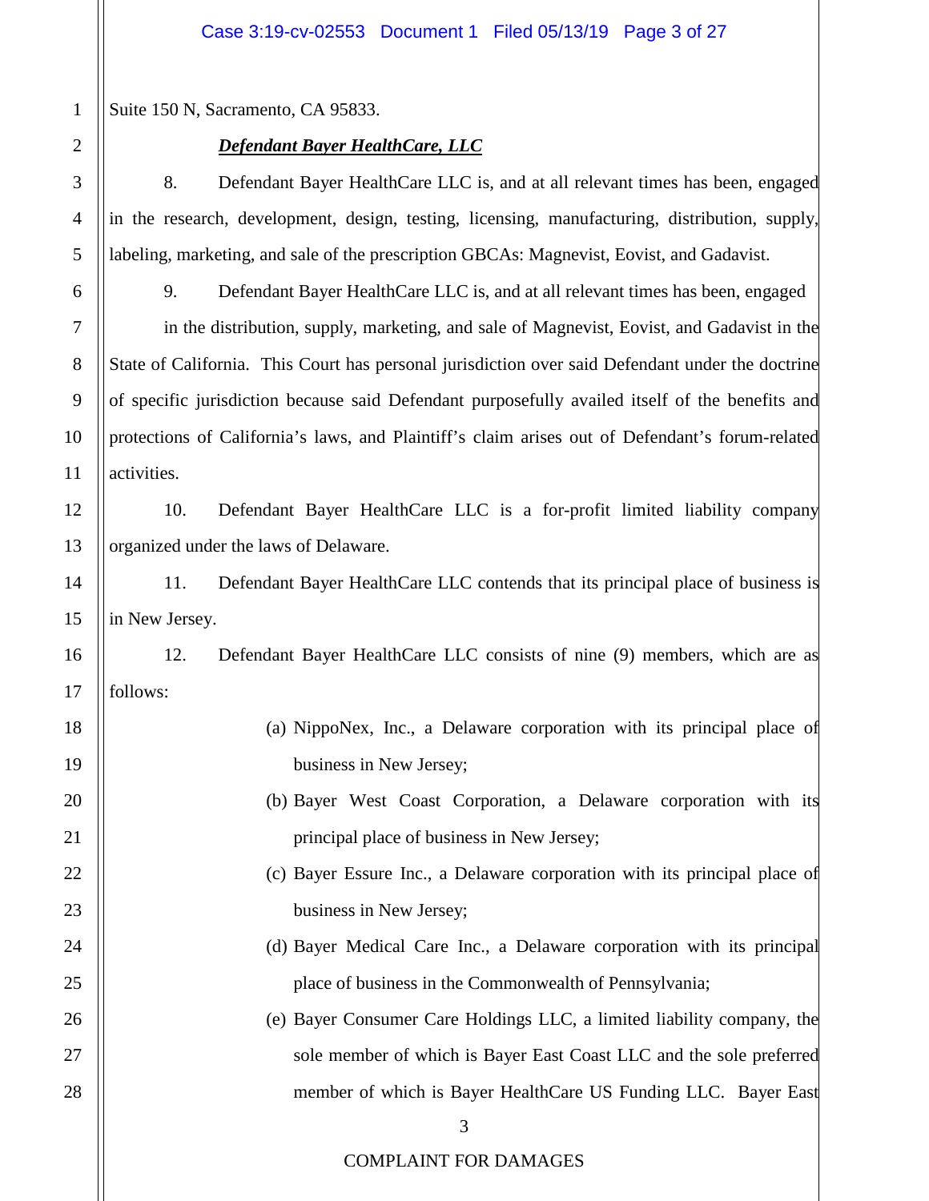Suite 150 N, Sacramento, CA 95833.

***Defendant Bayer HealthCare, LLC***

8. Defendant Bayer HealthCare LLC is, and at all relevant times has been, engaged in the research, development, design, testing, licensing, manufacturing, distribution, supply, labeling, marketing, and sale of the prescription GBCAs: Magnevist, Eovist, and Gadavist.

9. Defendant Bayer HealthCare LLC is, and at all relevant times has been, engaged in the distribution, supply, marketing, and sale of Magnevist, Eovist, and Gadavist in the State of California. This Court has personal jurisdiction over said Defendant under the doctrine of specific jurisdiction because said Defendant purposefully availed itself of the benefits and protections of California's laws, and Plaintiff's claim arises out of Defendant's forum-related activities.

10. Defendant Bayer HealthCare LLC is a for-profit limited liability company organized under the laws of Delaware.

11. Defendant Bayer HealthCare LLC contends that its principal place of business is in New Jersey.

12. Defendant Bayer HealthCare LLC consists of nine (9) members, which are as follows:

(a) NippoNex, Inc., a Delaware corporation with its principal place of business in New Jersey;

(b) Bayer West Coast Corporation, a Delaware corporation with its principal place of business in New Jersey;

(c) Bayer Essure Inc., a Delaware corporation with its principal place of business in New Jersey;

(d) Bayer Medical Care Inc., a Delaware corporation with its principal place of business in the Commonwealth of Pennsylvania;

(e) Bayer Consumer Care Holdings LLC, a limited liability company, the sole member of which is Bayer East Coast LLC and the sole preferred member of which is Bayer HealthCare US Funding LLC. Bayer East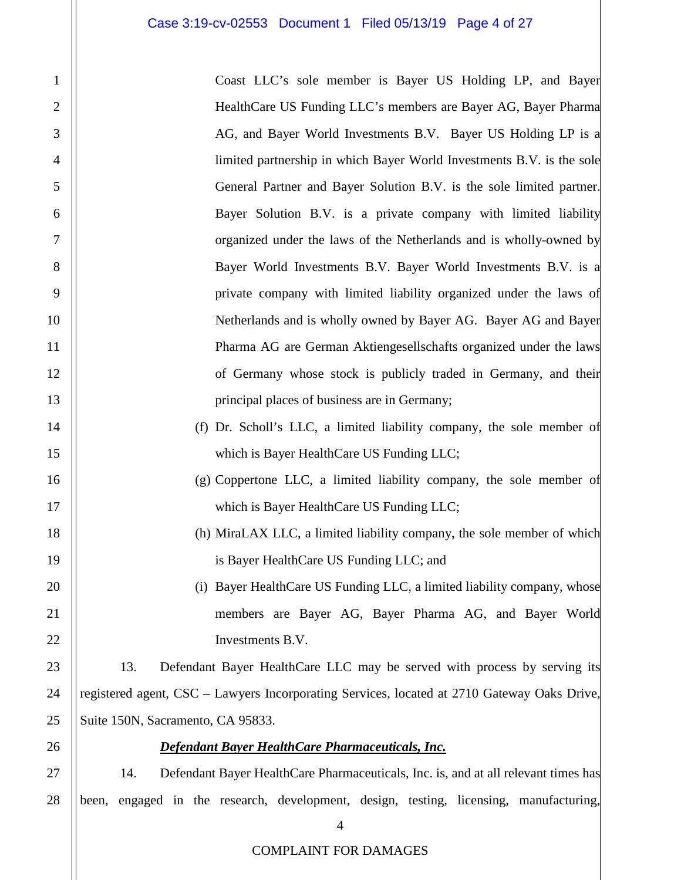Coast LLC's sole member is Bayer US Holding LP, and Bayer HealthCare US Funding LLC's members are Bayer AG, Bayer Pharma AG, and Bayer World Investments B.V. Bayer US Holding LP is a limited partnership in which Bayer World Investments B.V. is the sole General Partner and Bayer Solution B.V. is the sole limited partner. Bayer Solution B.V. is a private company with limited liability organized under the laws of the Netherlands and is wholly-owned by Bayer World Investments B.V. Bayer World Investments B.V. is a private company with limited liability organized under the laws of Netherlands and is wholly owned by Bayer AG. Bayer AG and Bayer Pharma AG are German Aktiengesellschafts organized under the laws of Germany whose stock is publicly traded in Germany, and their principal places of business are in Germany;

(f) Dr. Scholl's LLC, a limited liability company, the sole member of which is Bayer HealthCare US Funding LLC;

(g) Coppertone LLC, a limited liability company, the sole member of which is Bayer HealthCare US Funding LLC;

(h) MiraLAX LLC, a limited liability company, the sole member of which is Bayer HealthCare US Funding LLC; and

(i) Bayer HealthCare US Funding LLC, a limited liability company, whose members are Bayer AG, Bayer Pharma AG, and Bayer World Investments B.V.

13. Defendant Bayer HealthCare LLC may be served with process by serving its registered agent, CSC – Lawyers Incorporating Services, located at 2710 Gateway Oaks Drive, Suite 150N, Sacramento, CA 95833.

***<u>Defendant Bayer HealthCare Pharmaceuticals, Inc.</u>***

14. Defendant Bayer HealthCare Pharmaceuticals, Inc. is, and at all relevant times has been, engaged in the research, development, design, testing, licensing, manufacturing,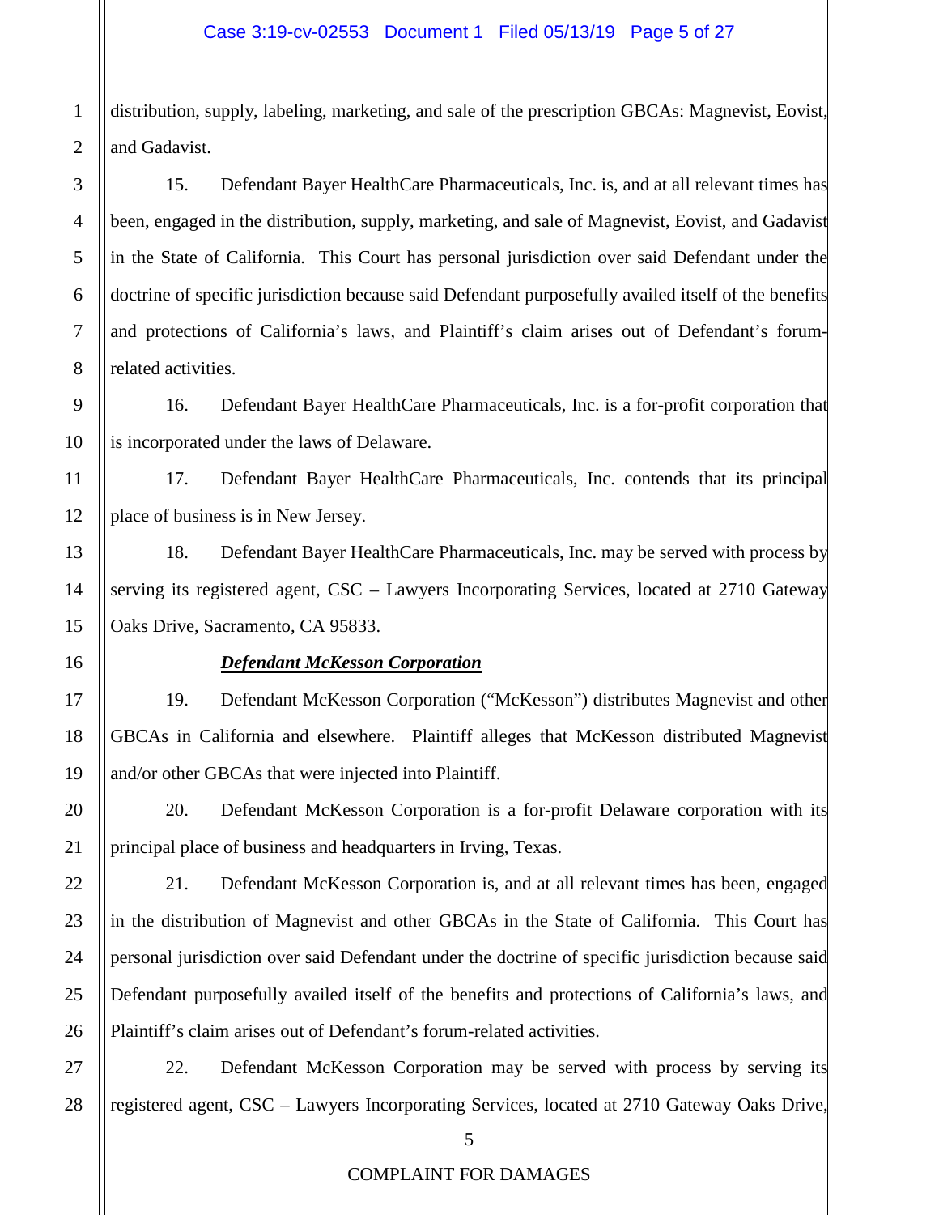distribution, supply, labeling, marketing, and sale of the prescription GBCAs: Magnevist, Eovist, and Gadavist.

15. Defendant Bayer HealthCare Pharmaceuticals, Inc. is, and at all relevant times has been, engaged in the distribution, supply, marketing, and sale of Magnevist, Eovist, and Gadavist in the State of California. This Court has personal jurisdiction over said Defendant under the doctrine of specific jurisdiction because said Defendant purposefully availed itself of the benefits and protections of California's laws, and Plaintiff's claim arises out of Defendant's forum-related activities.

16. Defendant Bayer HealthCare Pharmaceuticals, Inc. is a for-profit corporation that is incorporated under the laws of Delaware.

17. Defendant Bayer HealthCare Pharmaceuticals, Inc. contends that its principal place of business is in New Jersey.

18. Defendant Bayer HealthCare Pharmaceuticals, Inc. may be served with process by serving its registered agent, CSC – Lawyers Incorporating Services, located at 2710 Gateway Oaks Drive, Sacramento, CA 95833.

***Defendant McKesson Corporation***

19. Defendant McKesson Corporation ("McKesson") distributes Magnevist and other GBCAs in California and elsewhere. Plaintiff alleges that McKesson distributed Magnevist and/or other GBCAs that were injected into Plaintiff.

20. Defendant McKesson Corporation is a for-profit Delaware corporation with its principal place of business and headquarters in Irving, Texas.

21. Defendant McKesson Corporation is, and at all relevant times has been, engaged in the distribution of Magnevist and other GBCAs in the State of California. This Court has personal jurisdiction over said Defendant under the doctrine of specific jurisdiction because said Defendant purposefully availed itself of the benefits and protections of California's laws, and Plaintiff's claim arises out of Defendant's forum-related activities.

22. Defendant McKesson Corporation may be served with process by serving its registered agent, CSC – Lawyers Incorporating Services, located at 2710 Gateway Oaks Drive,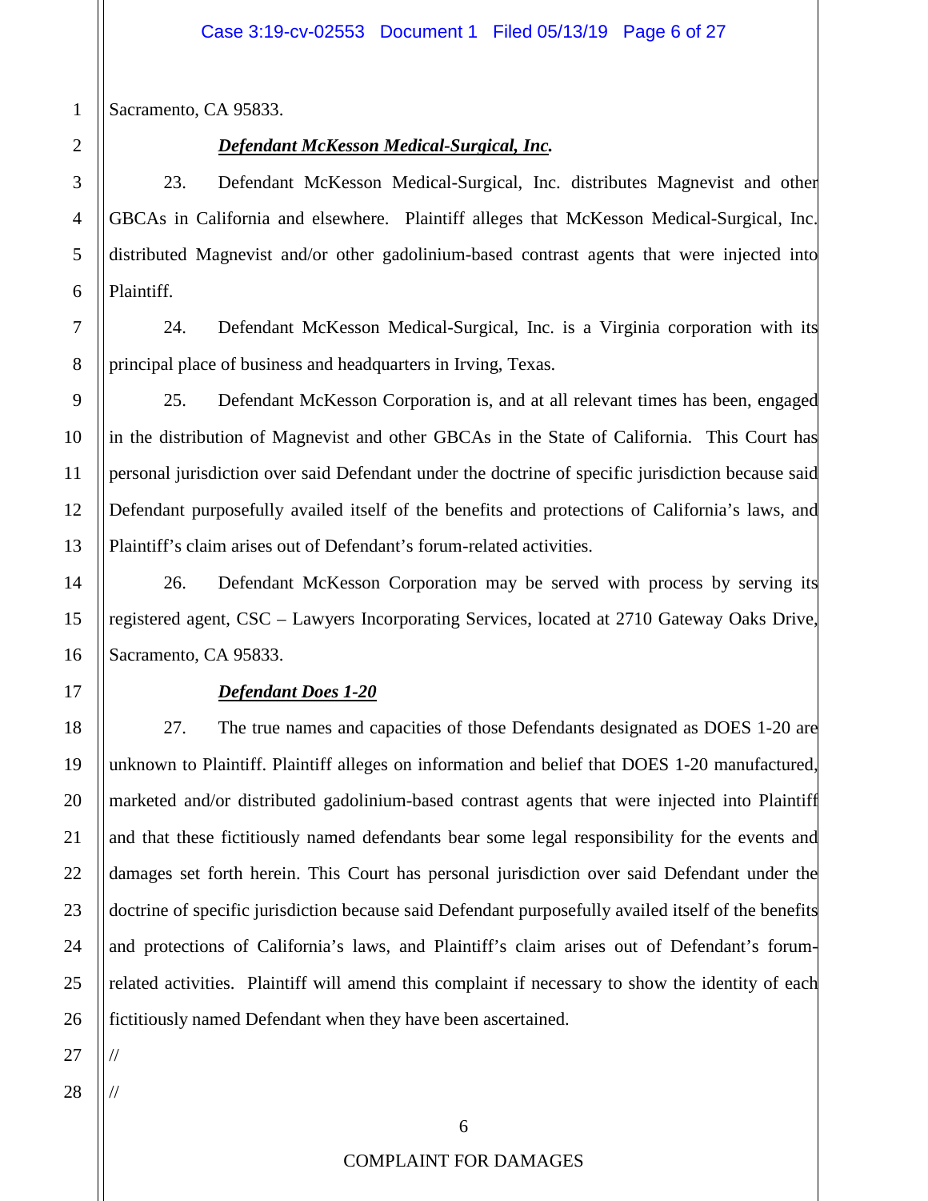Sacramento, CA 95833.

***Defendant McKesson Medical-Surgical, Inc.***

23. Defendant McKesson Medical-Surgical, Inc. distributes Magnevist and other GBCAs in California and elsewhere. Plaintiff alleges that McKesson Medical-Surgical, Inc. distributed Magnevist and/or other gadolinium-based contrast agents that were injected into Plaintiff.

24. Defendant McKesson Medical-Surgical, Inc. is a Virginia corporation with its principal place of business and headquarters in Irving, Texas.

25. Defendant McKesson Corporation is, and at all relevant times has been, engaged in the distribution of Magnevist and other GBCAs in the State of California. This Court has personal jurisdiction over said Defendant under the doctrine of specific jurisdiction because said Defendant purposefully availed itself of the benefits and protections of California's laws, and Plaintiff's claim arises out of Defendant's forum-related activities.

26. Defendant McKesson Corporation may be served with process by serving its registered agent, CSC – Lawyers Incorporating Services, located at 2710 Gateway Oaks Drive, Sacramento, CA 95833.

***Defendant Does 1-20***

27. The true names and capacities of those Defendants designated as DOES 1-20 are unknown to Plaintiff. Plaintiff alleges on information and belief that DOES 1-20 manufactured, marketed and/or distributed gadolinium-based contrast agents that were injected into Plaintiff and that these fictitiously named defendants bear some legal responsibility for the events and damages set forth herein. This Court has personal jurisdiction over said Defendant under the doctrine of specific jurisdiction because said Defendant purposefully availed itself of the benefits and protections of California's laws, and Plaintiff's claim arises out of Defendant's forum-related activities. Plaintiff will amend this complaint if necessary to show the identity of each fictitiously named Defendant when they have been ascertained.

//

//

COMPLAINT FOR DAMAGES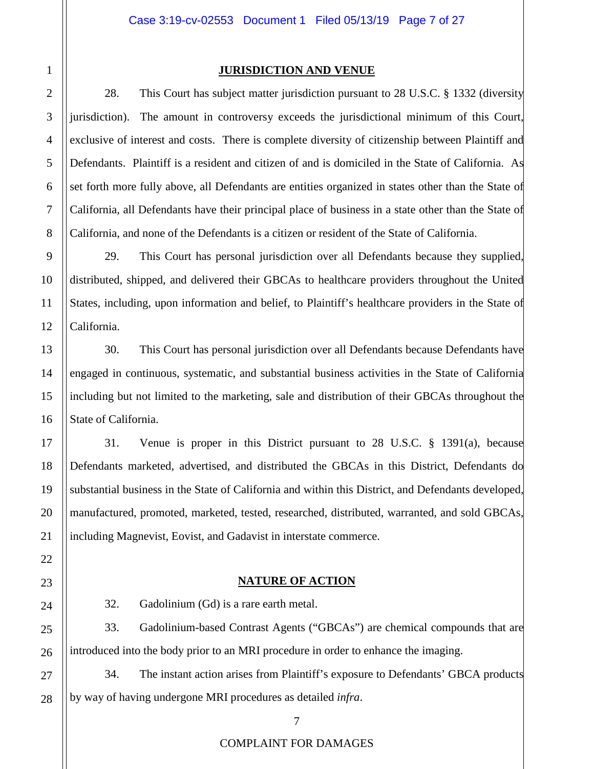## JURISDICTION AND VENUE

28. This Court has subject matter jurisdiction pursuant to 28 U.S.C. § 1332 (diversity jurisdiction). The amount in controversy exceeds the jurisdictional minimum of this Court, exclusive of interest and costs. There is complete diversity of citizenship between Plaintiff and Defendants. Plaintiff is a resident and citizen of and is domiciled in the State of California. As set forth more fully above, all Defendants are entities organized in states other than the State of California, all Defendants have their principal place of business in a state other than the State of California, and none of the Defendants is a citizen or resident of the State of California.

29. This Court has personal jurisdiction over all Defendants because they supplied, distributed, shipped, and delivered their GBCAs to healthcare providers throughout the United States, including, upon information and belief, to Plaintiff's healthcare providers in the State of California.

30. This Court has personal jurisdiction over all Defendants because Defendants have engaged in continuous, systematic, and substantial business activities in the State of California including but not limited to the marketing, sale and distribution of their GBCAs throughout the State of California.

31. Venue is proper in this District pursuant to 28 U.S.C. § 1391(a), because Defendants marketed, advertised, and distributed the GBCAs in this District, Defendants do substantial business in the State of California and within this District, and Defendants developed, manufactured, promoted, marketed, tested, researched, distributed, warranted, and sold GBCAs, including Magnevist, Eovist, and Gadavist in interstate commerce.

## NATURE OF ACTION

32. Gadolinium (Gd) is a rare earth metal.

33. Gadolinium-based Contrast Agents ("GBCAs") are chemical compounds that are introduced into the body prior to an MRI procedure in order to enhance the imaging.

34. The instant action arises from Plaintiff's exposure to Defendants' GBCA products by way of having undergone MRI procedures as detailed *infra*.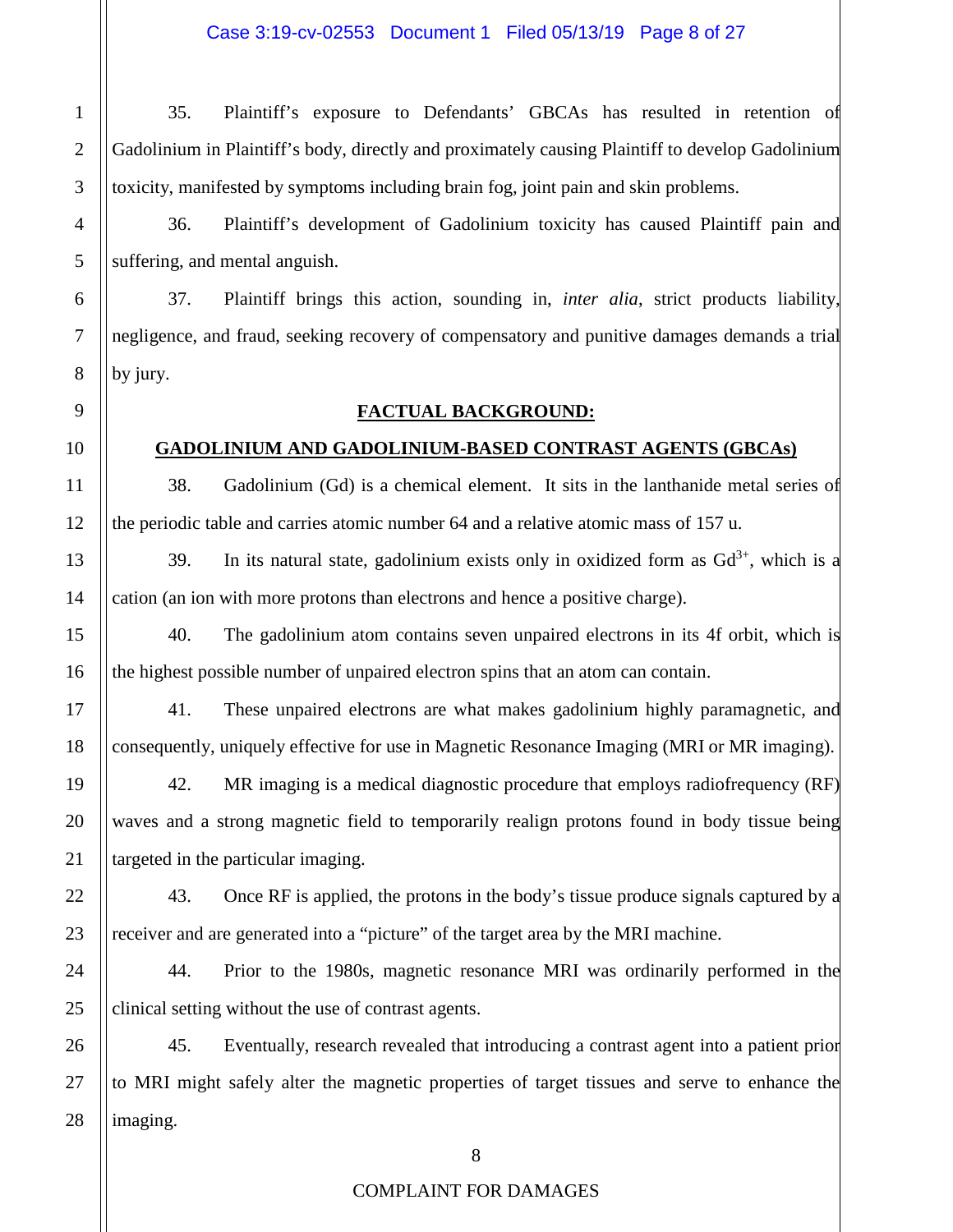35. Plaintiff's exposure to Defendants' GBCAs has resulted in retention of Gadolinium in Plaintiff's body, directly and proximately causing Plaintiff to develop Gadolinium toxicity, manifested by symptoms including brain fog, joint pain and skin problems.

36. Plaintiff's development of Gadolinium toxicity has caused Plaintiff pain and suffering, and mental anguish.

37. Plaintiff brings this action, sounding in, *inter alia*, strict products liability, negligence, and fraud, seeking recovery of compensatory and punitive damages demands a trial by jury.

## FACTUAL BACKGROUND:

## GADOLINIUM AND GADOLINIUM-BASED CONTRAST AGENTS (GBCAs)

38. Gadolinium (Gd) is a chemical element. It sits in the lanthanide metal series of the periodic table and carries atomic number 64 and a relative atomic mass of 157 u.

39. In its natural state, gadolinium exists only in oxidized form as $Gd^{3+}$, which is a cation (an ion with more protons than electrons and hence a positive charge).

40. The gadolinium atom contains seven unpaired electrons in its 4f orbit, which is the highest possible number of unpaired electron spins that an atom can contain.

41. These unpaired electrons are what makes gadolinium highly paramagnetic, and consequently, uniquely effective for use in Magnetic Resonance Imaging (MRI or MR imaging).

42. MR imaging is a medical diagnostic procedure that employs radiofrequency (RF) waves and a strong magnetic field to temporarily realign protons found in body tissue being targeted in the particular imaging.

43. Once RF is applied, the protons in the body's tissue produce signals captured by a receiver and are generated into a "picture" of the target area by the MRI machine.

44. Prior to the 1980s, magnetic resonance MRI was ordinarily performed in the clinical setting without the use of contrast agents.

45. Eventually, research revealed that introducing a contrast agent into a patient prior to MRI might safely alter the magnetic properties of target tissues and serve to enhance the imaging.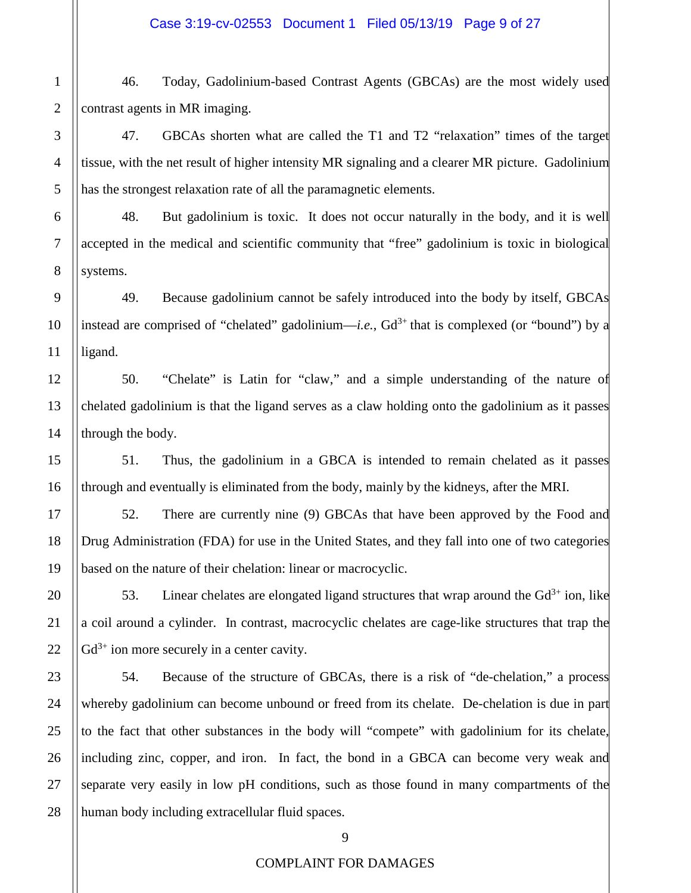46. Today, Gadolinium-based Contrast Agents (GBCAs) are the most widely used contrast agents in MR imaging.

47. GBCAs shorten what are called the T1 and T2 "relaxation" times of the target tissue, with the net result of higher intensity MR signaling and a clearer MR picture. Gadolinium has the strongest relaxation rate of all the paramagnetic elements.

48. But gadolinium is toxic. It does not occur naturally in the body, and it is well accepted in the medical and scientific community that "free" gadolinium is toxic in biological systems.

49. Because gadolinium cannot be safely introduced into the body by itself, GBCAs instead are comprised of "chelated" gadolinium—*i.e.*, $Gd^{3+}$ that is complexed (or "bound") by a ligand.

50. "Chelate" is Latin for "claw," and a simple understanding of the nature of chelated gadolinium is that the ligand serves as a claw holding onto the gadolinium as it passes through the body.

51. Thus, the gadolinium in a GBCA is intended to remain chelated as it passes through and eventually is eliminated from the body, mainly by the kidneys, after the MRI.

52. There are currently nine (9) GBCAs that have been approved by the Food and Drug Administration (FDA) for use in the United States, and they fall into one of two categories based on the nature of their chelation: linear or macrocyclic.

53. Linear chelates are elongated ligand structures that wrap around the $Gd^{3+}$ ion, like a coil around a cylinder. In contrast, macrocyclic chelates are cage-like structures that trap the $Gd^{3+}$ ion more securely in a center cavity.

54. Because of the structure of GBCAs, there is a risk of "de-chelation," a process whereby gadolinium can become unbound or freed from its chelate. De-chelation is due in part to the fact that other substances in the body will "compete" with gadolinium for its chelate, including zinc, copper, and iron. In fact, the bond in a GBCA can become very weak and separate very easily in low pH conditions, such as those found in many compartments of the human body including extracellular fluid spaces.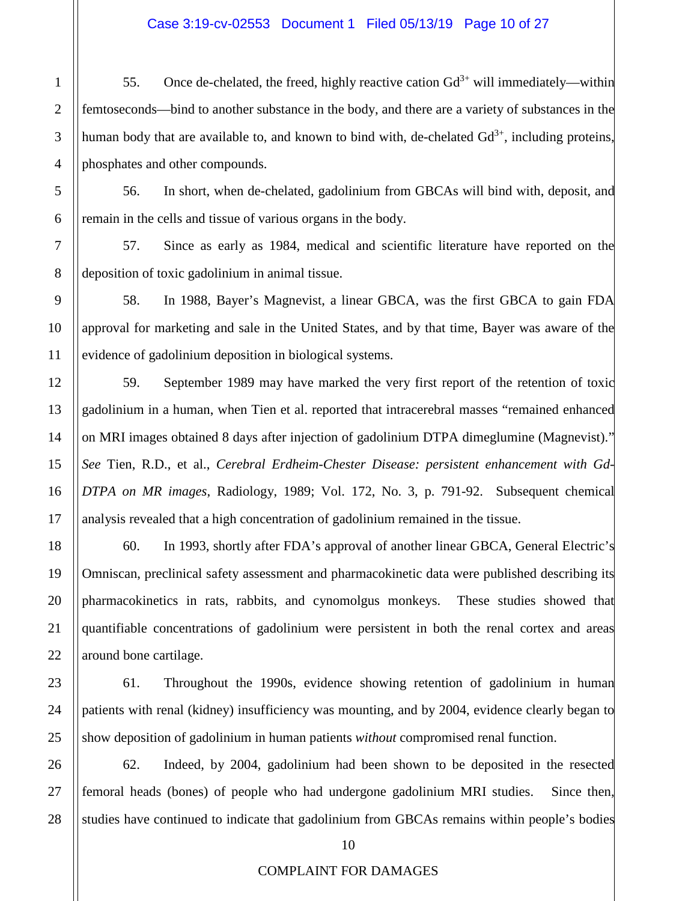55. Once de-chelated, the freed, highly reactive cation $Gd^{3+}$ will immediately—within femtoseconds—bind to another substance in the body, and there are a variety of substances in the human body that are available to, and known to bind with, de-chelated $Gd^{3+}$, including proteins, phosphates and other compounds.

56. In short, when de-chelated, gadolinium from GBCAs will bind with, deposit, and remain in the cells and tissue of various organs in the body.

57. Since as early as 1984, medical and scientific literature have reported on the deposition of toxic gadolinium in animal tissue.

58. In 1988, Bayer's Magnevist, a linear GBCA, was the first GBCA to gain FDA approval for marketing and sale in the United States, and by that time, Bayer was aware of the evidence of gadolinium deposition in biological systems.

59. September 1989 may have marked the very first report of the retention of toxic gadolinium in a human, when Tien et al. reported that intracerebral masses "remained enhanced on MRI images obtained 8 days after injection of gadolinium DTPA dimeglumine (Magnevist)." *See* Tien, R.D., et al., *Cerebral Erdheim-Chester Disease: persistent enhancement with Gd-DTPA on MR images*, Radiology, 1989; Vol. 172, No. 3, p. 791-92. Subsequent chemical analysis revealed that a high concentration of gadolinium remained in the tissue.

60. In 1993, shortly after FDA's approval of another linear GBCA, General Electric's Omniscan, preclinical safety assessment and pharmacokinetic data were published describing its pharmacokinetics in rats, rabbits, and cynomolgus monkeys. These studies showed that quantifiable concentrations of gadolinium were persistent in both the renal cortex and areas around bone cartilage.

61. Throughout the 1990s, evidence showing retention of gadolinium in human patients with renal (kidney) insufficiency was mounting, and by 2004, evidence clearly began to show deposition of gadolinium in human patients *without* compromised renal function.

62. Indeed, by 2004, gadolinium had been shown to be deposited in the resected femoral heads (bones) of people who had undergone gadolinium MRI studies. Since then, studies have continued to indicate that gadolinium from GBCAs remains within people's bodies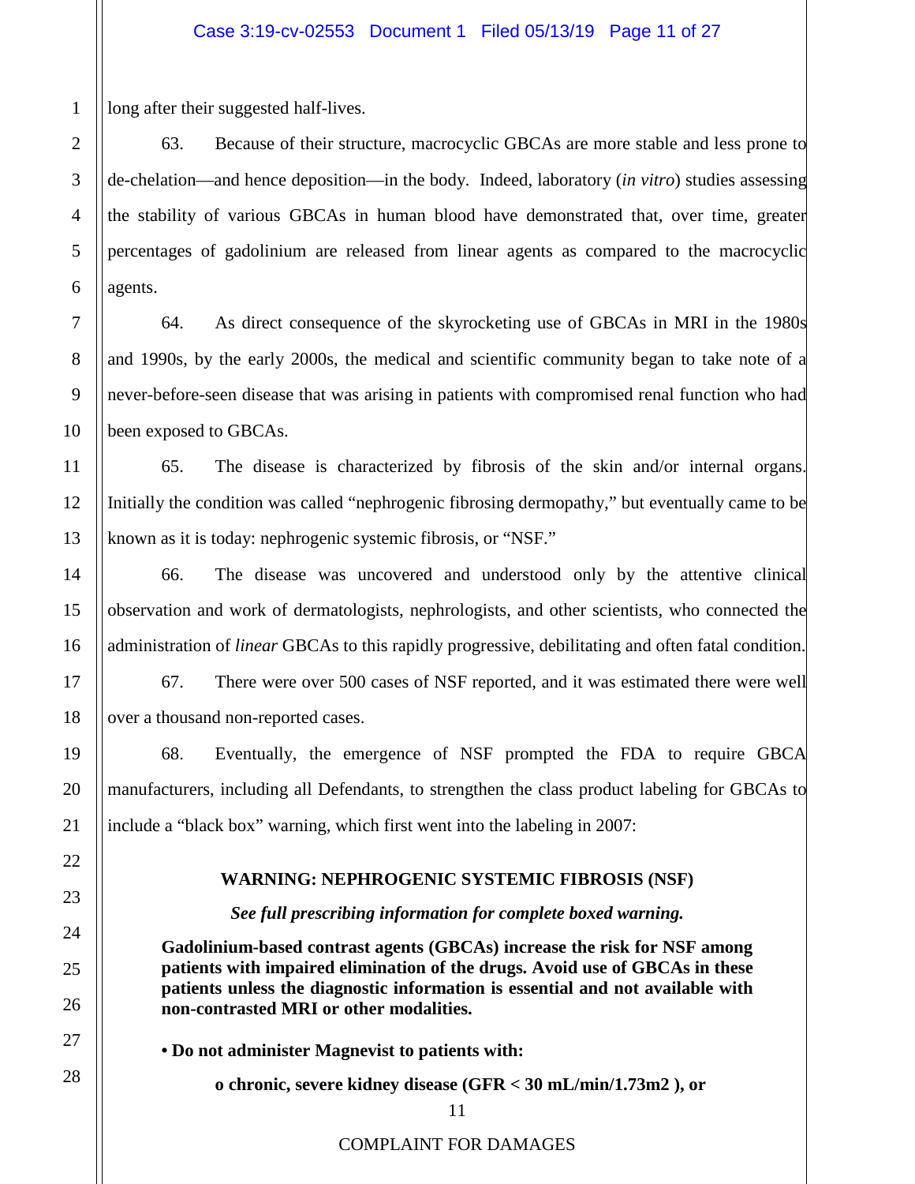long after their suggested half-lives.

63. Because of their structure, macrocyclic GBCAs are more stable and less prone to de-chelation—and hence deposition—in the body. Indeed, laboratory (*in vitro*) studies assessing the stability of various GBCAs in human blood have demonstrated that, over time, greater percentages of gadolinium are released from linear agents as compared to the macrocyclic agents.

64. As direct consequence of the skyrocketing use of GBCAs in MRI in the 1980s and 1990s, by the early 2000s, the medical and scientific community began to take note of a never-before-seen disease that was arising in patients with compromised renal function who had been exposed to GBCAs.

65. The disease is characterized by fibrosis of the skin and/or internal organs. Initially the condition was called "nephrogenic fibrosing dermopathy," but eventually came to be known as it is today: nephrogenic systemic fibrosis, or "NSF."

66. The disease was uncovered and understood only by the attentive clinical observation and work of dermatologists, nephrologists, and other scientists, who connected the administration of *linear* GBCAs to this rapidly progressive, debilitating and often fatal condition.

67. There were over 500 cases of NSF reported, and it was estimated there were well over a thousand non-reported cases.

68. Eventually, the emergence of NSF prompted the FDA to require GBCA manufacturers, including all Defendants, to strengthen the class product labeling for GBCAs to include a "black box" warning, which first went into the labeling in 2007:

**WARNING: NEPHROGENIC SYSTEMIC FIBROSIS (NSF)**

***See full prescribing information for complete boxed warning.***

**Gadolinium-based contrast agents (GBCAs) increase the risk for NSF among patients with impaired elimination of the drugs. Avoid use of GBCAs in these patients unless the diagnostic information is essential and not available with non-contrasted MRI or other modalities.**

**• Do not administer Magnevist to patients with:**

**o chronic, severe kidney disease (GFR < 30 mL/min/1.73m2 ), or**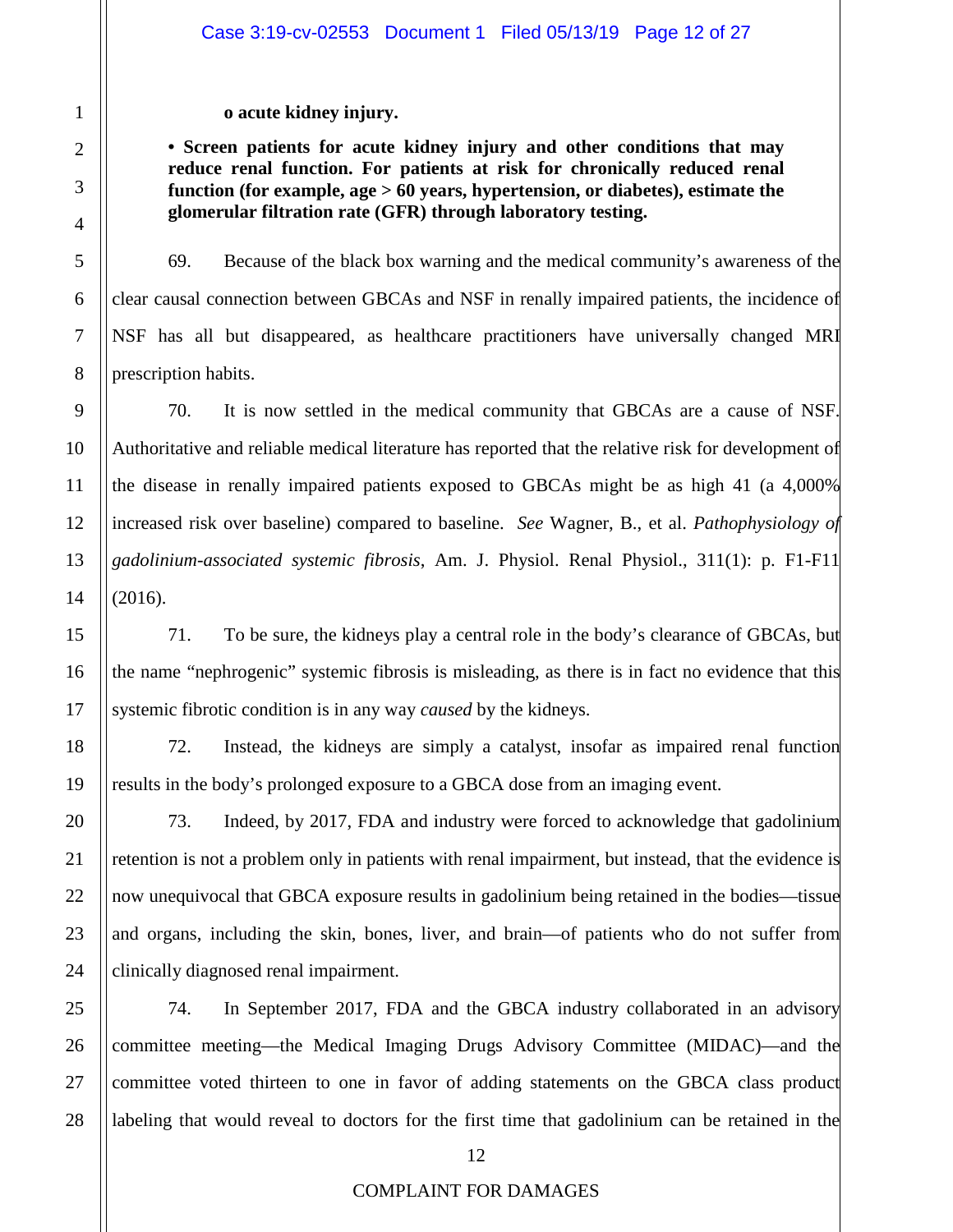**o acute kidney injury.**

**• Screen patients for acute kidney injury and other conditions that may reduce renal function. For patients at risk for chronically reduced renal function (for example, age > 60 years, hypertension, or diabetes), estimate the glomerular filtration rate (GFR) through laboratory testing.**

69. Because of the black box warning and the medical community's awareness of the clear causal connection between GBCAs and NSF in renally impaired patients, the incidence of NSF has all but disappeared, as healthcare practitioners have universally changed MRI prescription habits.

70. It is now settled in the medical community that GBCAs are a cause of NSF. Authoritative and reliable medical literature has reported that the relative risk for development of the disease in renally impaired patients exposed to GBCAs might be as high 41 (a 4,000% increased risk over baseline) compared to baseline. *See* Wagner, B., et al. *Pathophysiology of gadolinium-associated systemic fibrosis*, Am. J. Physiol. Renal Physiol., 311(1): p. F1-F11 (2016).

71. To be sure, the kidneys play a central role in the body's clearance of GBCAs, but the name "nephrogenic" systemic fibrosis is misleading, as there is in fact no evidence that this systemic fibrotic condition is in any way *caused* by the kidneys.

72. Instead, the kidneys are simply a catalyst, insofar as impaired renal function results in the body's prolonged exposure to a GBCA dose from an imaging event.

73. Indeed, by 2017, FDA and industry were forced to acknowledge that gadolinium retention is not a problem only in patients with renal impairment, but instead, that the evidence is now unequivocal that GBCA exposure results in gadolinium being retained in the bodies—tissue and organs, including the skin, bones, liver, and brain—of patients who do not suffer from clinically diagnosed renal impairment.

74. In September 2017, FDA and the GBCA industry collaborated in an advisory committee meeting—the Medical Imaging Drugs Advisory Committee (MIDAC)—and the committee voted thirteen to one in favor of adding statements on the GBCA class product labeling that would reveal to doctors for the first time that gadolinium can be retained in the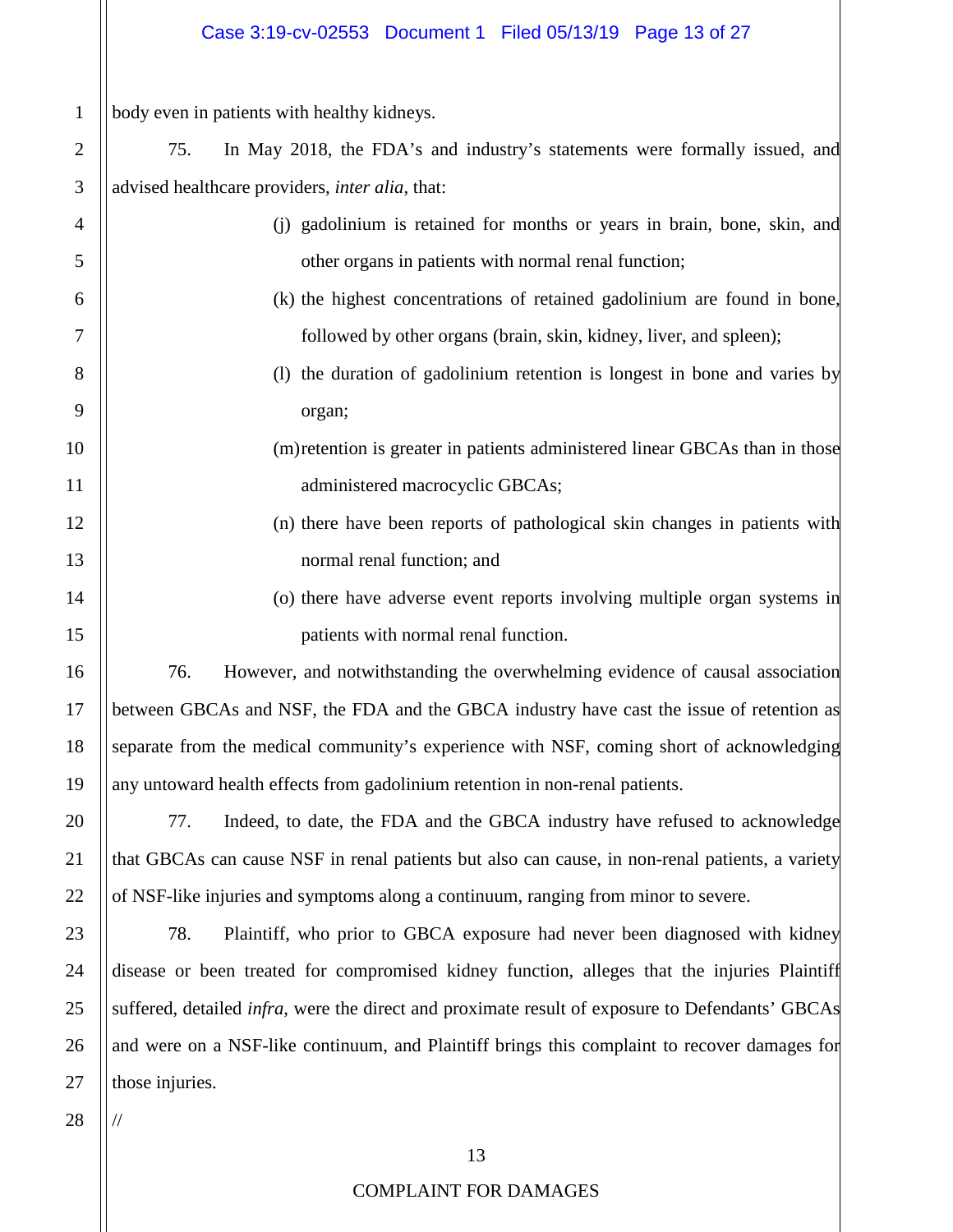body even in patients with healthy kidneys.

75. In May 2018, the FDA's and industry's statements were formally issued, and advised healthcare providers, *inter alia*, that:

> (j) gadolinium is retained for months or years in brain, bone, skin, and other organs in patients with normal renal function;
>
> (k) the highest concentrations of retained gadolinium are found in bone, followed by other organs (brain, skin, kidney, liver, and spleen);
>
> (l) the duration of gadolinium retention is longest in bone and varies by organ;
>
> (m) retention is greater in patients administered linear GBCAs than in those administered macrocyclic GBCAs;
>
> (n) there have been reports of pathological skin changes in patients with normal renal function; and
>
> (o) there have adverse event reports involving multiple organ systems in patients with normal renal function.

76. However, and notwithstanding the overwhelming evidence of causal association between GBCAs and NSF, the FDA and the GBCA industry have cast the issue of retention as separate from the medical community's experience with NSF, coming short of acknowledging any untoward health effects from gadolinium retention in non-renal patients.

77. Indeed, to date, the FDA and the GBCA industry have refused to acknowledge that GBCAs can cause NSF in renal patients but also can cause, in non-renal patients, a variety of NSF-like injuries and symptoms along a continuum, ranging from minor to severe.

78. Plaintiff, who prior to GBCA exposure had never been diagnosed with kidney disease or been treated for compromised kidney function, alleges that the injuries Plaintiff suffered, detailed *infra*, were the direct and proximate result of exposure to Defendants' GBCAs and were on a NSF-like continuum, and Plaintiff brings this complaint to recover damages for those injuries.

//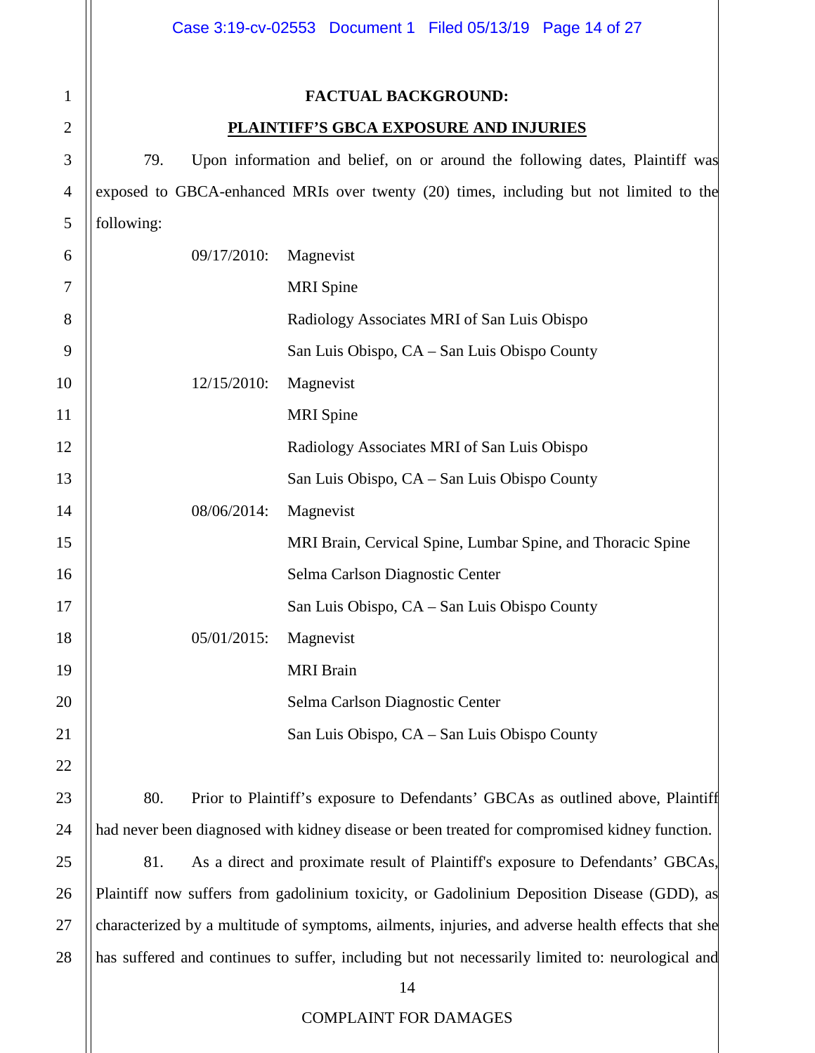**FACTUAL BACKGROUND:**

**PLAINTIFF'S GBCA EXPOSURE AND INJURIES**

79. Upon information and belief, on or around the following dates, Plaintiff was exposed to GBCA-enhanced MRIs over twenty (20) times, including but not limited to the following:

09/17/2010: Magnevist
MRI Spine
Radiology Associates MRI of San Luis Obispo
San Luis Obispo, CA – San Luis Obispo County

12/15/2010: Magnevist
MRI Spine
Radiology Associates MRI of San Luis Obispo
San Luis Obispo, CA – San Luis Obispo County

08/06/2014: Magnevist
MRI Brain, Cervical Spine, Lumbar Spine, and Thoracic Spine
Selma Carlson Diagnostic Center
San Luis Obispo, CA – San Luis Obispo County

05/01/2015: Magnevist
MRI Brain
Selma Carlson Diagnostic Center
San Luis Obispo, CA – San Luis Obispo County

80. Prior to Plaintiff's exposure to Defendants' GBCAs as outlined above, Plaintiff had never been diagnosed with kidney disease or been treated for compromised kidney function.

81. As a direct and proximate result of Plaintiff's exposure to Defendants' GBCAs, Plaintiff now suffers from gadolinium toxicity, or Gadolinium Deposition Disease (GDD), as characterized by a multitude of symptoms, ailments, injuries, and adverse health effects that she has suffered and continues to suffer, including but not necessarily limited to: neurological and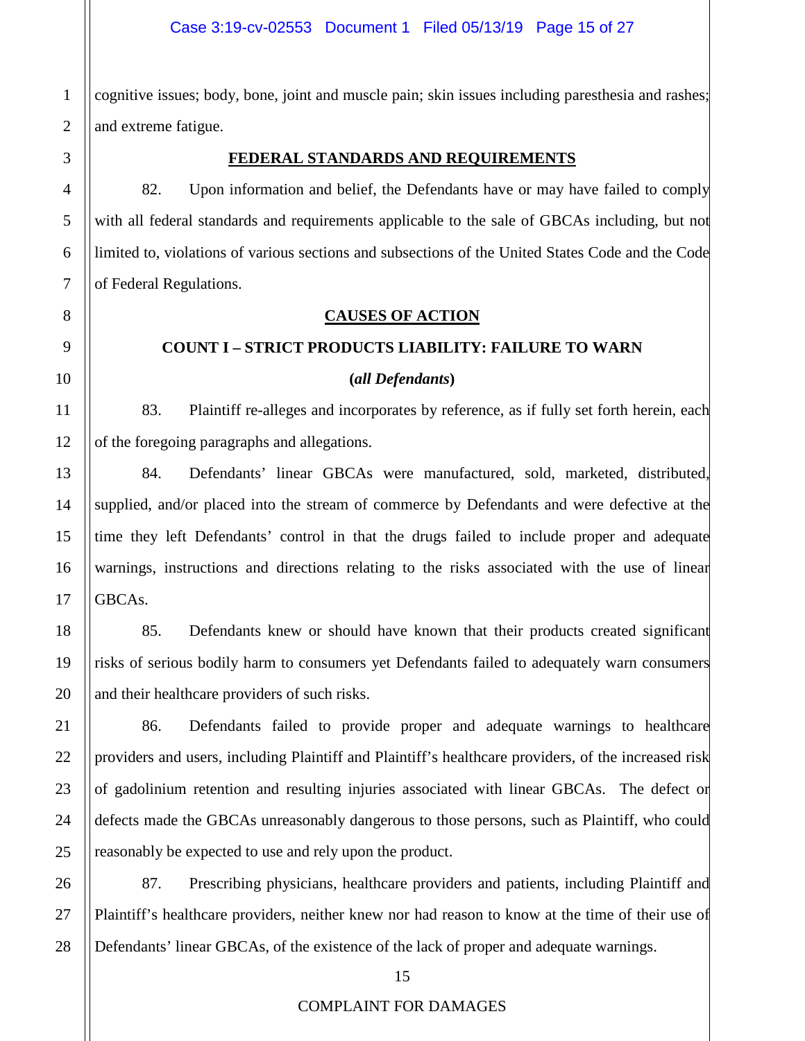cognitive issues; body, bone, joint and muscle pain; skin issues including paresthesia and rashes; and extreme fatigue.

## FEDERAL STANDARDS AND REQUIREMENTS

82. Upon information and belief, the Defendants have or may have failed to comply with all federal standards and requirements applicable to the sale of GBCAs including, but not limited to, violations of various sections and subsections of the United States Code and the Code of Federal Regulations.

## CAUSES OF ACTION

### COUNT I – STRICT PRODUCTS LIABILITY: FAILURE TO WARN

**(*all Defendants*)**

83. Plaintiff re-alleges and incorporates by reference, as if fully set forth herein, each of the foregoing paragraphs and allegations.

84. Defendants' linear GBCAs were manufactured, sold, marketed, distributed, supplied, and/or placed into the stream of commerce by Defendants and were defective at the time they left Defendants' control in that the drugs failed to include proper and adequate warnings, instructions and directions relating to the risks associated with the use of linear GBCAs.

85. Defendants knew or should have known that their products created significant risks of serious bodily harm to consumers yet Defendants failed to adequately warn consumers and their healthcare providers of such risks.

86. Defendants failed to provide proper and adequate warnings to healthcare providers and users, including Plaintiff and Plaintiff's healthcare providers, of the increased risk of gadolinium retention and resulting injuries associated with linear GBCAs. The defect or defects made the GBCAs unreasonably dangerous to those persons, such as Plaintiff, who could reasonably be expected to use and rely upon the product.

87. Prescribing physicians, healthcare providers and patients, including Plaintiff and Plaintiff's healthcare providers, neither knew nor had reason to know at the time of their use of Defendants' linear GBCAs, of the existence of the lack of proper and adequate warnings.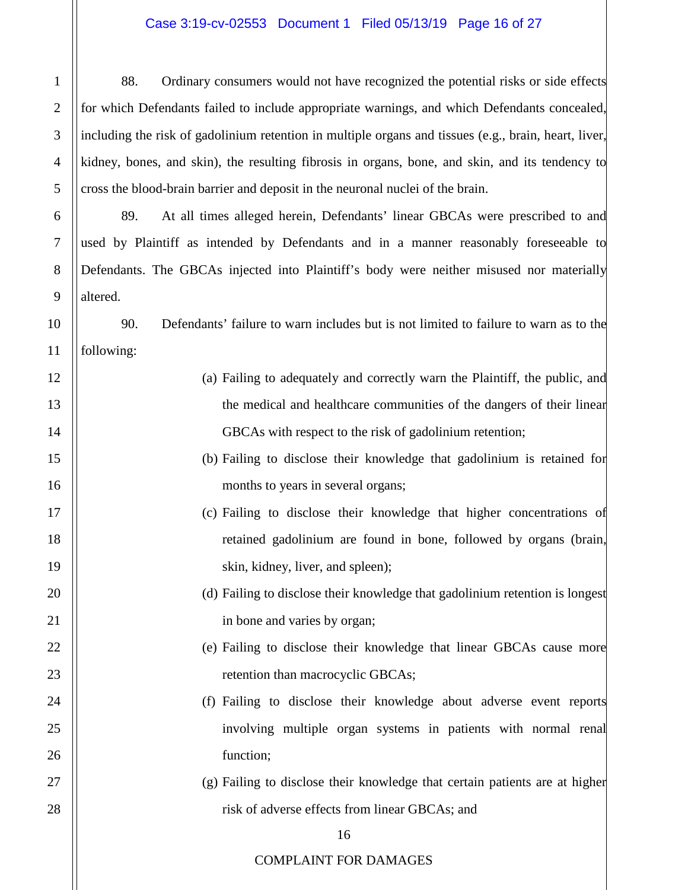88. Ordinary consumers would not have recognized the potential risks or side effects for which Defendants failed to include appropriate warnings, and which Defendants concealed, including the risk of gadolinium retention in multiple organs and tissues (e.g., brain, heart, liver, kidney, bones, and skin), the resulting fibrosis in organs, bone, and skin, and its tendency to cross the blood-brain barrier and deposit in the neuronal nuclei of the brain.

89. At all times alleged herein, Defendants' linear GBCAs were prescribed to and used by Plaintiff as intended by Defendants and in a manner reasonably foreseeable to Defendants. The GBCAs injected into Plaintiff's body were neither misused nor materially altered.

90. Defendants' failure to warn includes but is not limited to failure to warn as to the following:

(a) Failing to adequately and correctly warn the Plaintiff, the public, and the medical and healthcare communities of the dangers of their linear GBCAs with respect to the risk of gadolinium retention;

(b) Failing to disclose their knowledge that gadolinium is retained for months to years in several organs;

(c) Failing to disclose their knowledge that higher concentrations of retained gadolinium are found in bone, followed by organs (brain, skin, kidney, liver, and spleen);

(d) Failing to disclose their knowledge that gadolinium retention is longest in bone and varies by organ;

(e) Failing to disclose their knowledge that linear GBCAs cause more retention than macrocyclic GBCAs;

(f) Failing to disclose their knowledge about adverse event reports involving multiple organ systems in patients with normal renal function;

(g) Failing to disclose their knowledge that certain patients are at higher risk of adverse effects from linear GBCAs; and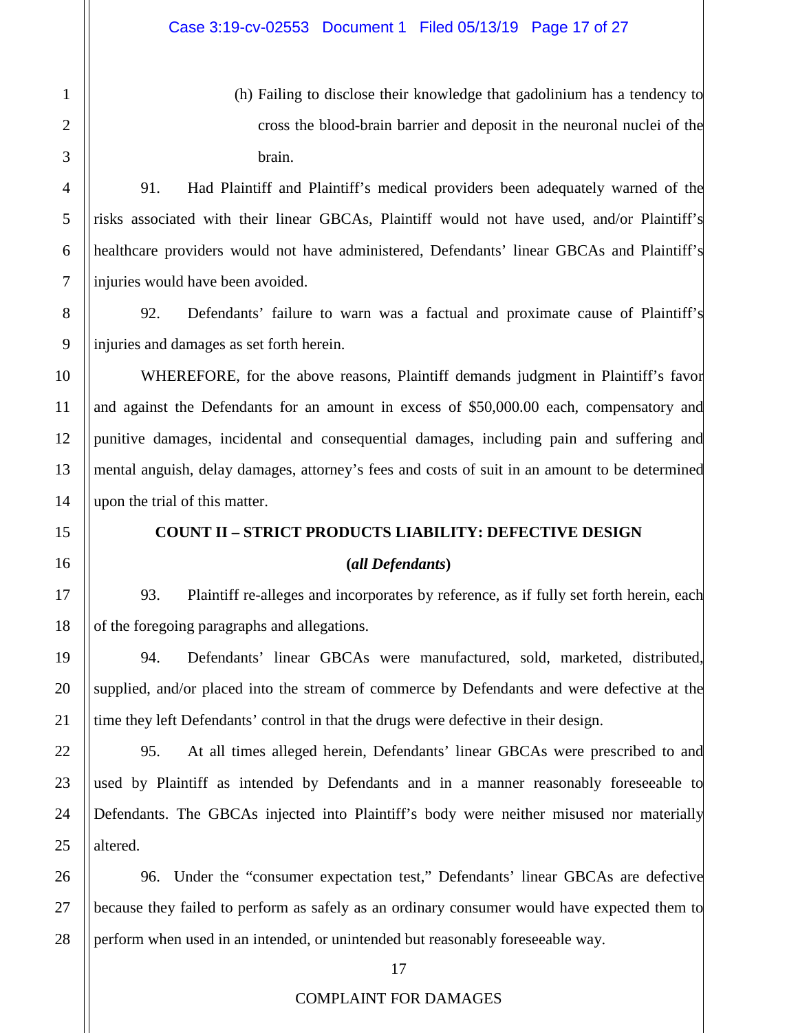(h) Failing to disclose their knowledge that gadolinium has a tendency to cross the blood-brain barrier and deposit in the neuronal nuclei of the brain.

91. Had Plaintiff and Plaintiff's medical providers been adequately warned of the risks associated with their linear GBCAs, Plaintiff would not have used, and/or Plaintiff's healthcare providers would not have administered, Defendants' linear GBCAs and Plaintiff's injuries would have been avoided.

92. Defendants' failure to warn was a factual and proximate cause of Plaintiff's injuries and damages as set forth herein.

WHEREFORE, for the above reasons, Plaintiff demands judgment in Plaintiff's favor and against the Defendants for an amount in excess of $50,000.00 each, compensatory and punitive damages, incidental and consequential damages, including pain and suffering and mental anguish, delay damages, attorney's fees and costs of suit in an amount to be determined upon the trial of this matter.

## COUNT II – STRICT PRODUCTS LIABILITY: DEFECTIVE DESIGN

**(*all Defendants*)**

93. Plaintiff re-alleges and incorporates by reference, as if fully set forth herein, each of the foregoing paragraphs and allegations.

94. Defendants' linear GBCAs were manufactured, sold, marketed, distributed, supplied, and/or placed into the stream of commerce by Defendants and were defective at the time they left Defendants' control in that the drugs were defective in their design.

95. At all times alleged herein, Defendants' linear GBCAs were prescribed to and used by Plaintiff as intended by Defendants and in a manner reasonably foreseeable to Defendants. The GBCAs injected into Plaintiff's body were neither misused nor materially altered.

96. Under the "consumer expectation test," Defendants' linear GBCAs are defective because they failed to perform as safely as an ordinary consumer would have expected them to perform when used in an intended, or unintended but reasonably foreseeable way.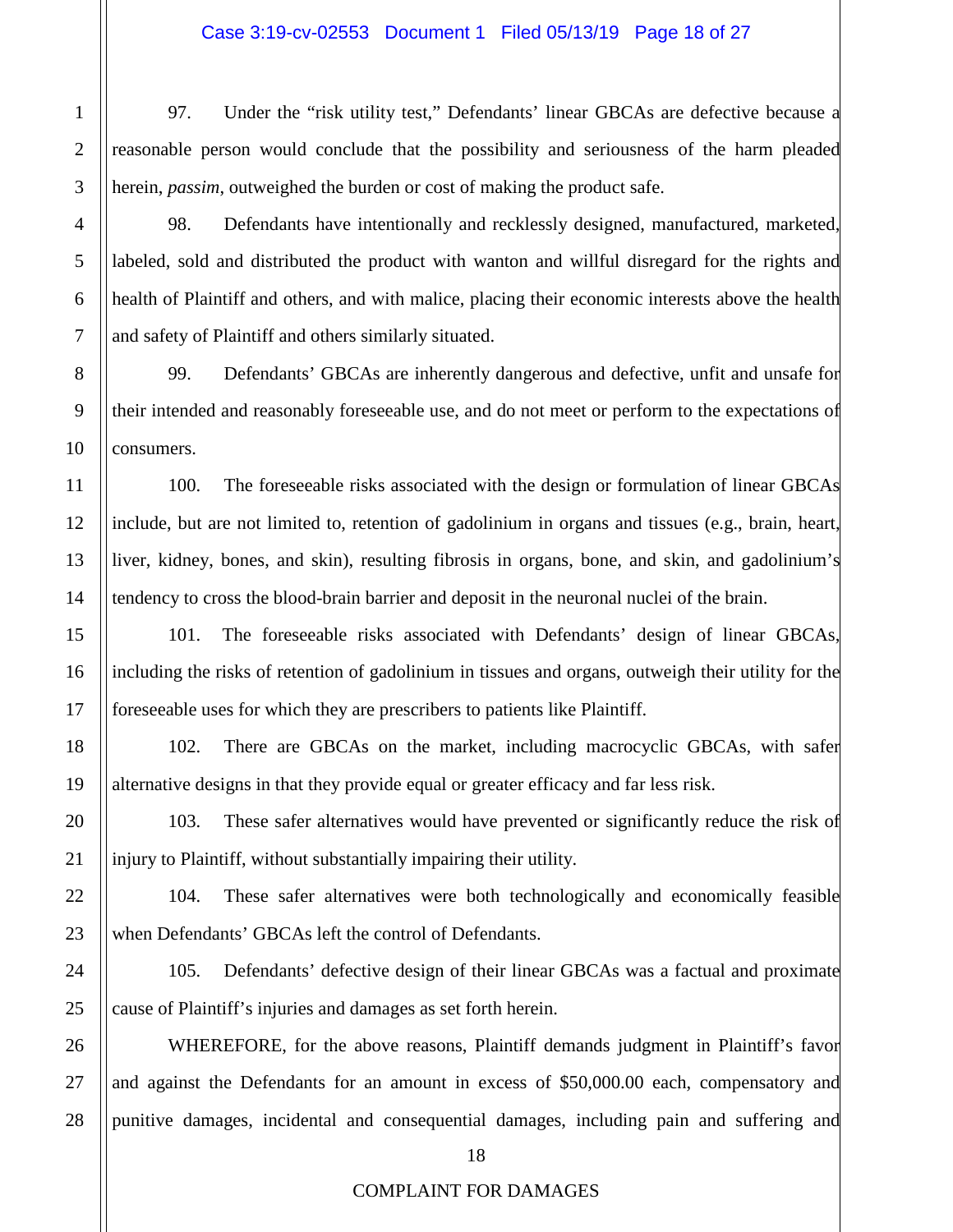97. Under the "risk utility test," Defendants' linear GBCAs are defective because a reasonable person would conclude that the possibility and seriousness of the harm pleaded herein, *passim*, outweighed the burden or cost of making the product safe.

98. Defendants have intentionally and recklessly designed, manufactured, marketed, labeled, sold and distributed the product with wanton and willful disregard for the rights and health of Plaintiff and others, and with malice, placing their economic interests above the health and safety of Plaintiff and others similarly situated.

99. Defendants' GBCAs are inherently dangerous and defective, unfit and unsafe for their intended and reasonably foreseeable use, and do not meet or perform to the expectations of consumers.

100. The foreseeable risks associated with the design or formulation of linear GBCAs include, but are not limited to, retention of gadolinium in organs and tissues (e.g., brain, heart, liver, kidney, bones, and skin), resulting fibrosis in organs, bone, and skin, and gadolinium's tendency to cross the blood-brain barrier and deposit in the neuronal nuclei of the brain.

101. The foreseeable risks associated with Defendants' design of linear GBCAs, including the risks of retention of gadolinium in tissues and organs, outweigh their utility for the foreseeable uses for which they are prescribers to patients like Plaintiff.

102. There are GBCAs on the market, including macrocyclic GBCAs, with safer alternative designs in that they provide equal or greater efficacy and far less risk.

103. These safer alternatives would have prevented or significantly reduce the risk of injury to Plaintiff, without substantially impairing their utility.

104. These safer alternatives were both technologically and economically feasible when Defendants' GBCAs left the control of Defendants.

105. Defendants' defective design of their linear GBCAs was a factual and proximate cause of Plaintiff's injuries and damages as set forth herein.

WHEREFORE, for the above reasons, Plaintiff demands judgment in Plaintiff's favor and against the Defendants for an amount in excess of $50,000.00 each, compensatory and punitive damages, incidental and consequential damages, including pain and suffering and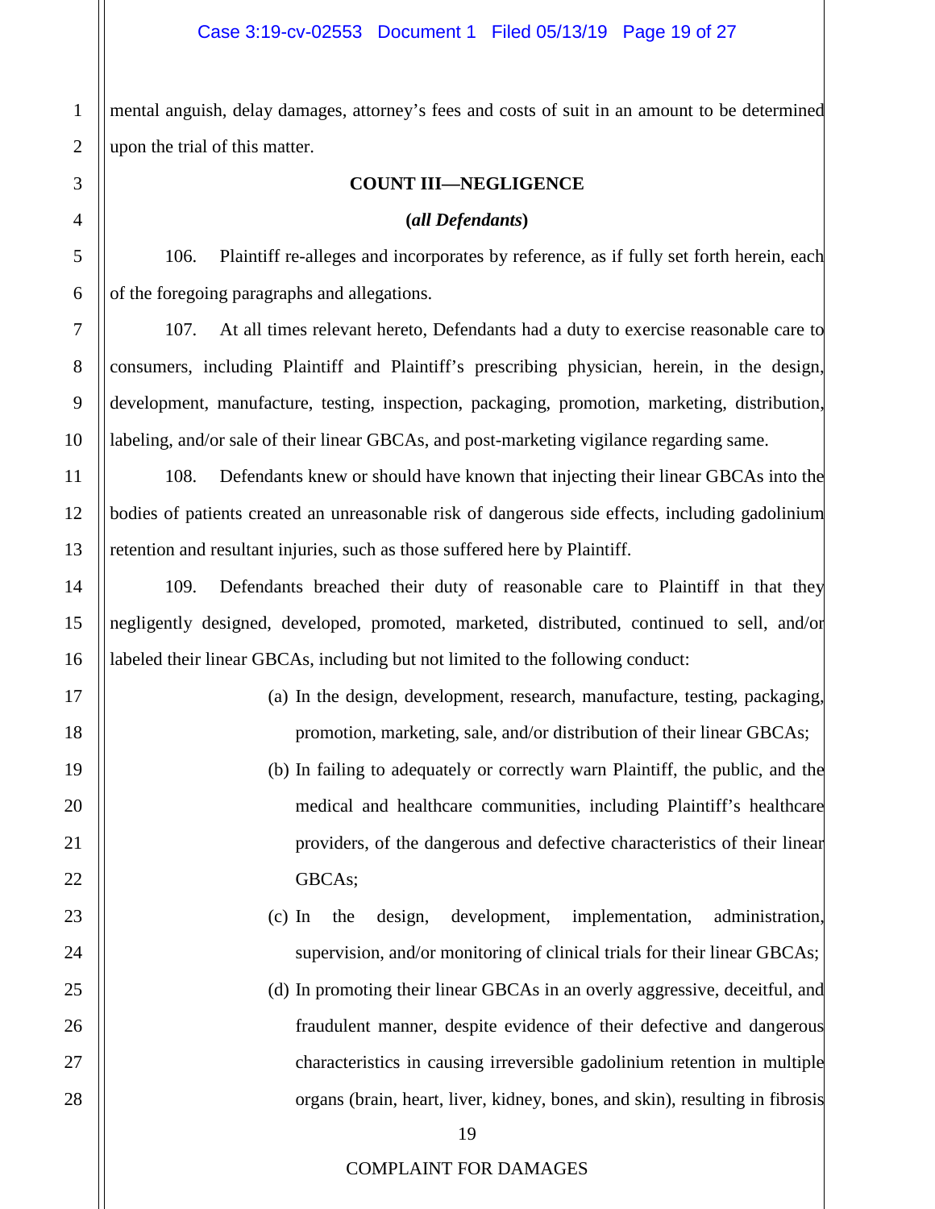mental anguish, delay damages, attorney's fees and costs of suit in an amount to be determined upon the trial of this matter.

## COUNT III—NEGLIGENCE

**(*all Defendants*)**

106. Plaintiff re-alleges and incorporates by reference, as if fully set forth herein, each of the foregoing paragraphs and allegations.

107. At all times relevant hereto, Defendants had a duty to exercise reasonable care to consumers, including Plaintiff and Plaintiff's prescribing physician, herein, in the design, development, manufacture, testing, inspection, packaging, promotion, marketing, distribution, labeling, and/or sale of their linear GBCAs, and post-marketing vigilance regarding same.

108. Defendants knew or should have known that injecting their linear GBCAs into the bodies of patients created an unreasonable risk of dangerous side effects, including gadolinium retention and resultant injuries, such as those suffered here by Plaintiff.

109. Defendants breached their duty of reasonable care to Plaintiff in that they negligently designed, developed, promoted, marketed, distributed, continued to sell, and/or labeled their linear GBCAs, including but not limited to the following conduct:

(a) In the design, development, research, manufacture, testing, packaging, promotion, marketing, sale, and/or distribution of their linear GBCAs;

(b) In failing to adequately or correctly warn Plaintiff, the public, and the medical and healthcare communities, including Plaintiff's healthcare providers, of the dangerous and defective characteristics of their linear GBCAs;

(c) In the design, development, implementation, administration, supervision, and/or monitoring of clinical trials for their linear GBCAs;

(d) In promoting their linear GBCAs in an overly aggressive, deceitful, and fraudulent manner, despite evidence of their defective and dangerous characteristics in causing irreversible gadolinium retention in multiple organs (brain, heart, liver, kidney, bones, and skin), resulting in fibrosis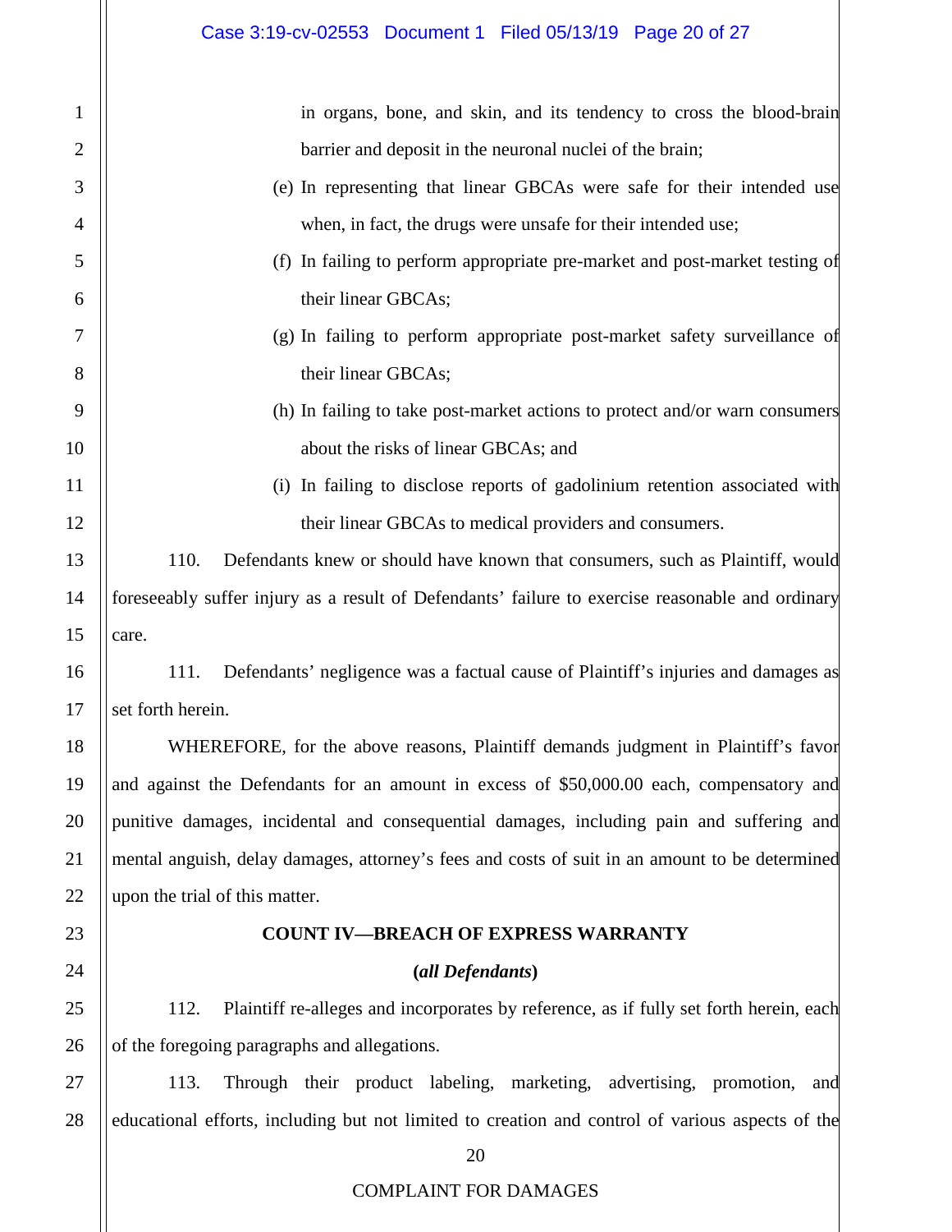in organs, bone, and skin, and its tendency to cross the blood-brain barrier and deposit in the neuronal nuclei of the brain;

(e) In representing that linear GBCAs were safe for their intended use when, in fact, the drugs were unsafe for their intended use;

(f) In failing to perform appropriate pre-market and post-market testing of their linear GBCAs;

(g) In failing to perform appropriate post-market safety surveillance of their linear GBCAs;

(h) In failing to take post-market actions to protect and/or warn consumers about the risks of linear GBCAs; and

(i) In failing to disclose reports of gadolinium retention associated with their linear GBCAs to medical providers and consumers.

110. Defendants knew or should have known that consumers, such as Plaintiff, would foreseeably suffer injury as a result of Defendants' failure to exercise reasonable and ordinary care.

111. Defendants' negligence was a factual cause of Plaintiff's injuries and damages as set forth herein.

WHEREFORE, for the above reasons, Plaintiff demands judgment in Plaintiff's favor and against the Defendants for an amount in excess of $50,000.00 each, compensatory and punitive damages, incidental and consequential damages, including pain and suffering and mental anguish, delay damages, attorney's fees and costs of suit in an amount to be determined upon the trial of this matter.

## COUNT IV—BREACH OF EXPRESS WARRANTY

**(*all Defendants*)**

112. Plaintiff re-alleges and incorporates by reference, as if fully set forth herein, each of the foregoing paragraphs and allegations.

113. Through their product labeling, marketing, advertising, promotion, and educational efforts, including but not limited to creation and control of various aspects of the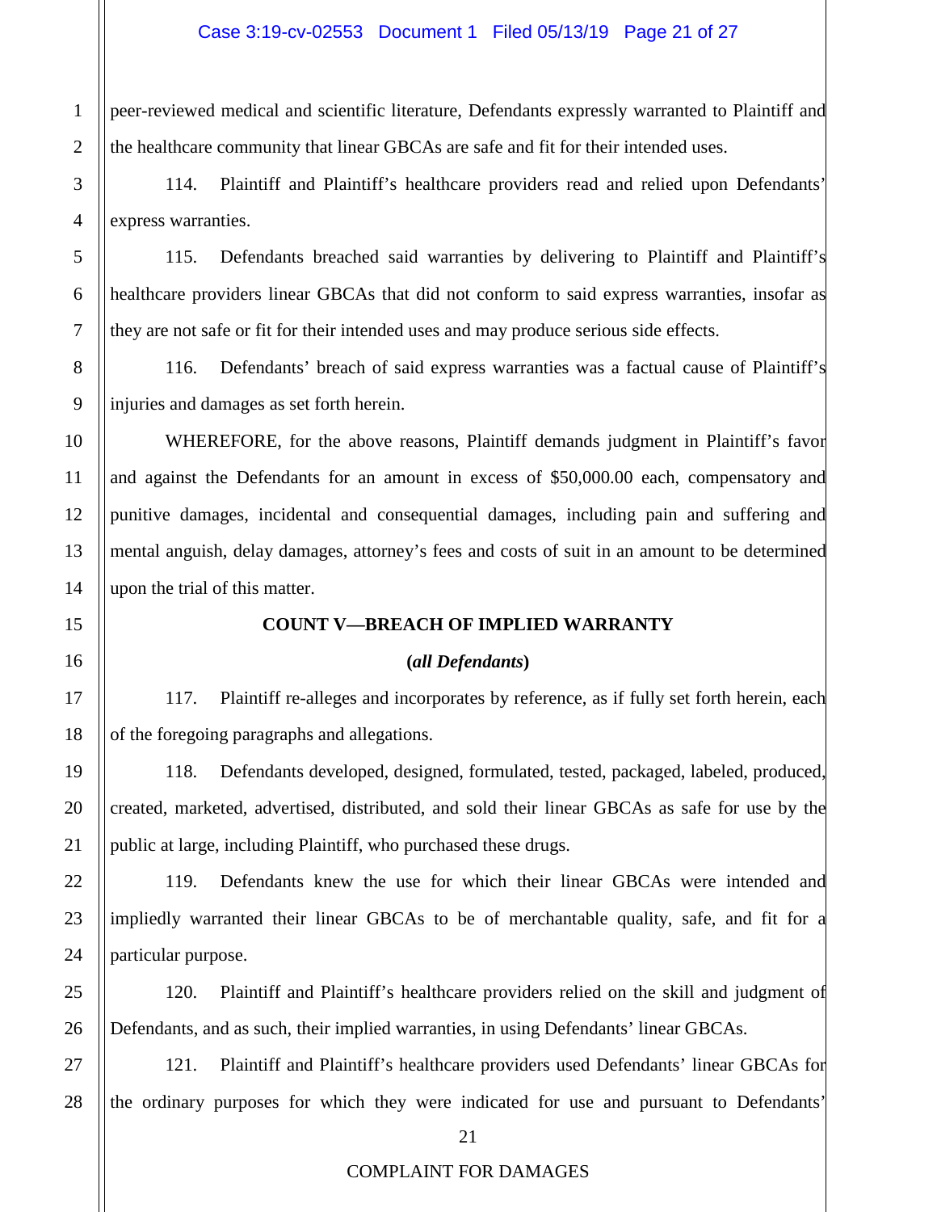peer-reviewed medical and scientific literature, Defendants expressly warranted to Plaintiff and the healthcare community that linear GBCAs are safe and fit for their intended uses.

114. Plaintiff and Plaintiff's healthcare providers read and relied upon Defendants' express warranties.

115. Defendants breached said warranties by delivering to Plaintiff and Plaintiff's healthcare providers linear GBCAs that did not conform to said express warranties, insofar as they are not safe or fit for their intended uses and may produce serious side effects.

116. Defendants' breach of said express warranties was a factual cause of Plaintiff's injuries and damages as set forth herein.

WHEREFORE, for the above reasons, Plaintiff demands judgment in Plaintiff's favor and against the Defendants for an amount in excess of $50,000.00 each, compensatory and punitive damages, incidental and consequential damages, including pain and suffering and mental anguish, delay damages, attorney's fees and costs of suit in an amount to be determined upon the trial of this matter.

**COUNT V—BREACH OF IMPLIED WARRANTY**

**(*all Defendants*)**

117. Plaintiff re-alleges and incorporates by reference, as if fully set forth herein, each of the foregoing paragraphs and allegations.

118. Defendants developed, designed, formulated, tested, packaged, labeled, produced, created, marketed, advertised, distributed, and sold their linear GBCAs as safe for use by the public at large, including Plaintiff, who purchased these drugs.

119. Defendants knew the use for which their linear GBCAs were intended and impliedly warranted their linear GBCAs to be of merchantable quality, safe, and fit for a particular purpose.

120. Plaintiff and Plaintiff's healthcare providers relied on the skill and judgment of Defendants, and as such, their implied warranties, in using Defendants' linear GBCAs.

121. Plaintiff and Plaintiff's healthcare providers used Defendants' linear GBCAs for the ordinary purposes for which they were indicated for use and pursuant to Defendants'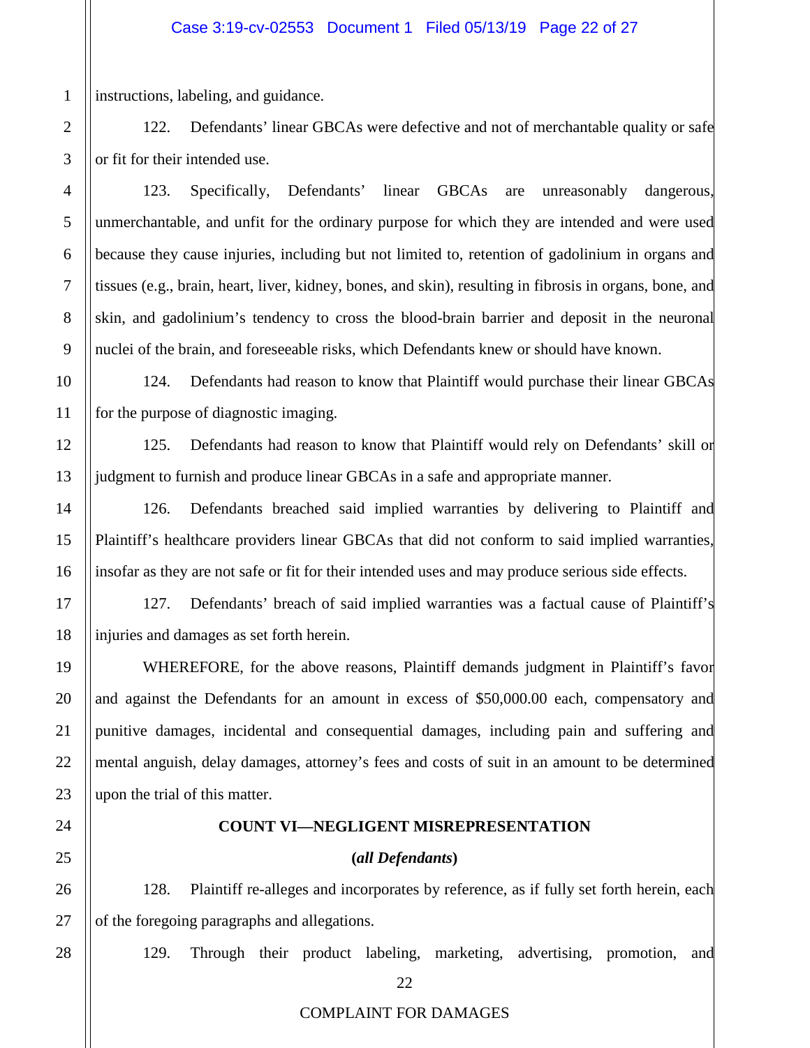instructions, labeling, and guidance.

122. Defendants' linear GBCAs were defective and not of merchantable quality or safe or fit for their intended use.

123. Specifically, Defendants' linear GBCAs are unreasonably dangerous, unmerchantable, and unfit for the ordinary purpose for which they are intended and were used because they cause injuries, including but not limited to, retention of gadolinium in organs and tissues (e.g., brain, heart, liver, kidney, bones, and skin), resulting in fibrosis in organs, bone, and skin, and gadolinium's tendency to cross the blood-brain barrier and deposit in the neuronal nuclei of the brain, and foreseeable risks, which Defendants knew or should have known.

124. Defendants had reason to know that Plaintiff would purchase their linear GBCAs for the purpose of diagnostic imaging.

125. Defendants had reason to know that Plaintiff would rely on Defendants' skill or judgment to furnish and produce linear GBCAs in a safe and appropriate manner.

126. Defendants breached said implied warranties by delivering to Plaintiff and Plaintiff's healthcare providers linear GBCAs that did not conform to said implied warranties, insofar as they are not safe or fit for their intended uses and may produce serious side effects.

127. Defendants' breach of said implied warranties was a factual cause of Plaintiff's injuries and damages as set forth herein.

WHEREFORE, for the above reasons, Plaintiff demands judgment in Plaintiff's favor and against the Defendants for an amount in excess of $50,000.00 each, compensatory and punitive damages, incidental and consequential damages, including pain and suffering and mental anguish, delay damages, attorney's fees and costs of suit in an amount to be determined upon the trial of this matter.

## COUNT VI—NEGLIGENT MISREPRESENTATION

**(*all Defendants*)**

128. Plaintiff re-alleges and incorporates by reference, as if fully set forth herein, each of the foregoing paragraphs and allegations.

129. Through their product labeling, marketing, advertising, promotion, and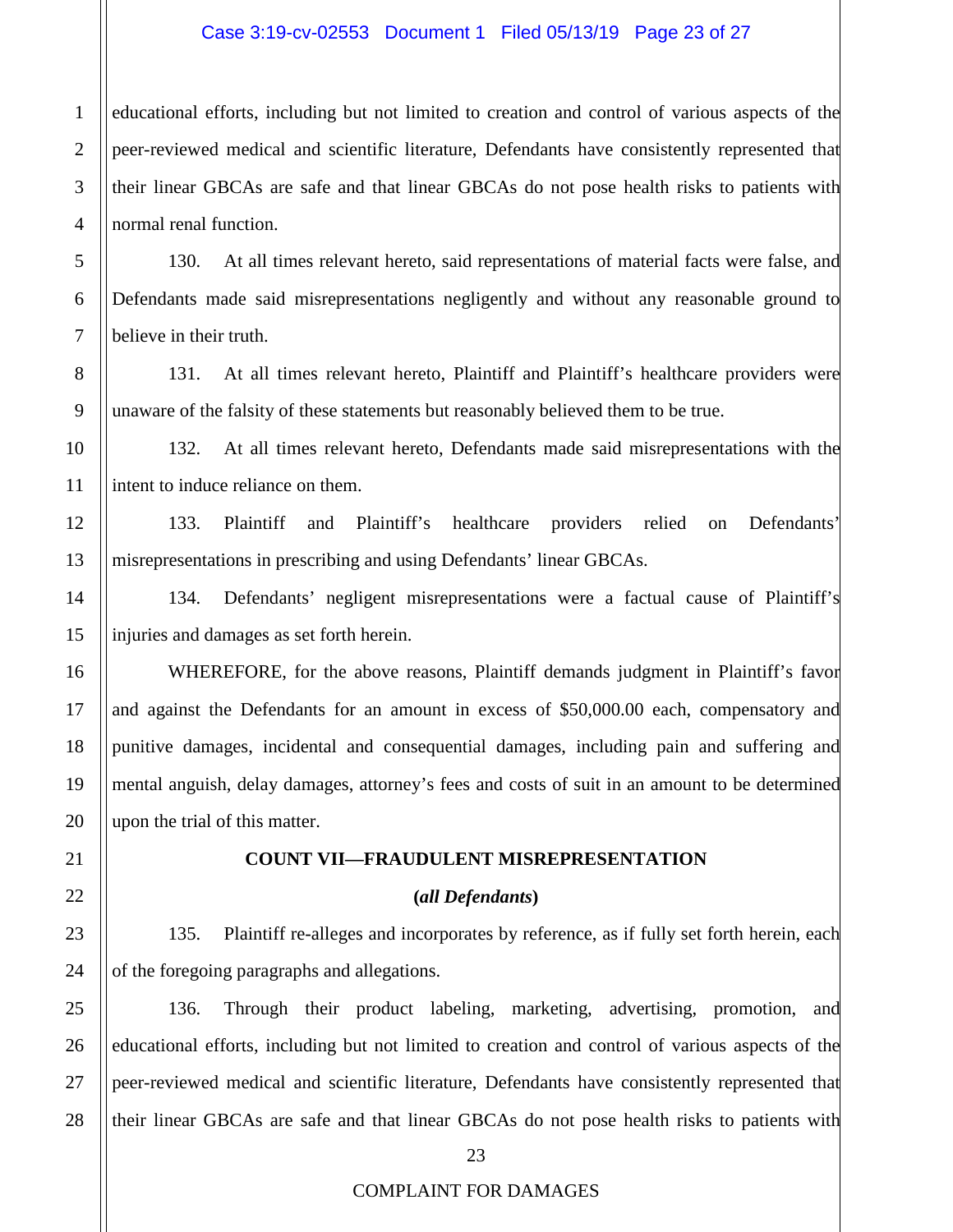educational efforts, including but not limited to creation and control of various aspects of the peer-reviewed medical and scientific literature, Defendants have consistently represented that their linear GBCAs are safe and that linear GBCAs do not pose health risks to patients with normal renal function.

130. At all times relevant hereto, said representations of material facts were false, and Defendants made said misrepresentations negligently and without any reasonable ground to believe in their truth.

131. At all times relevant hereto, Plaintiff and Plaintiff's healthcare providers were unaware of the falsity of these statements but reasonably believed them to be true.

132. At all times relevant hereto, Defendants made said misrepresentations with the intent to induce reliance on them.

133. Plaintiff and Plaintiff's healthcare providers relied on Defendants' misrepresentations in prescribing and using Defendants' linear GBCAs.

134. Defendants' negligent misrepresentations were a factual cause of Plaintiff's injuries and damages as set forth herein.

WHEREFORE, for the above reasons, Plaintiff demands judgment in Plaintiff's favor and against the Defendants for an amount in excess of $50,000.00 each, compensatory and punitive damages, incidental and consequential damages, including pain and suffering and mental anguish, delay damages, attorney's fees and costs of suit in an amount to be determined upon the trial of this matter.

## COUNT VII—FRAUDULENT MISREPRESENTATION

**(*all Defendants*)**

135. Plaintiff re-alleges and incorporates by reference, as if fully set forth herein, each of the foregoing paragraphs and allegations.

136. Through their product labeling, marketing, advertising, promotion, and educational efforts, including but not limited to creation and control of various aspects of the peer-reviewed medical and scientific literature, Defendants have consistently represented that their linear GBCAs are safe and that linear GBCAs do not pose health risks to patients with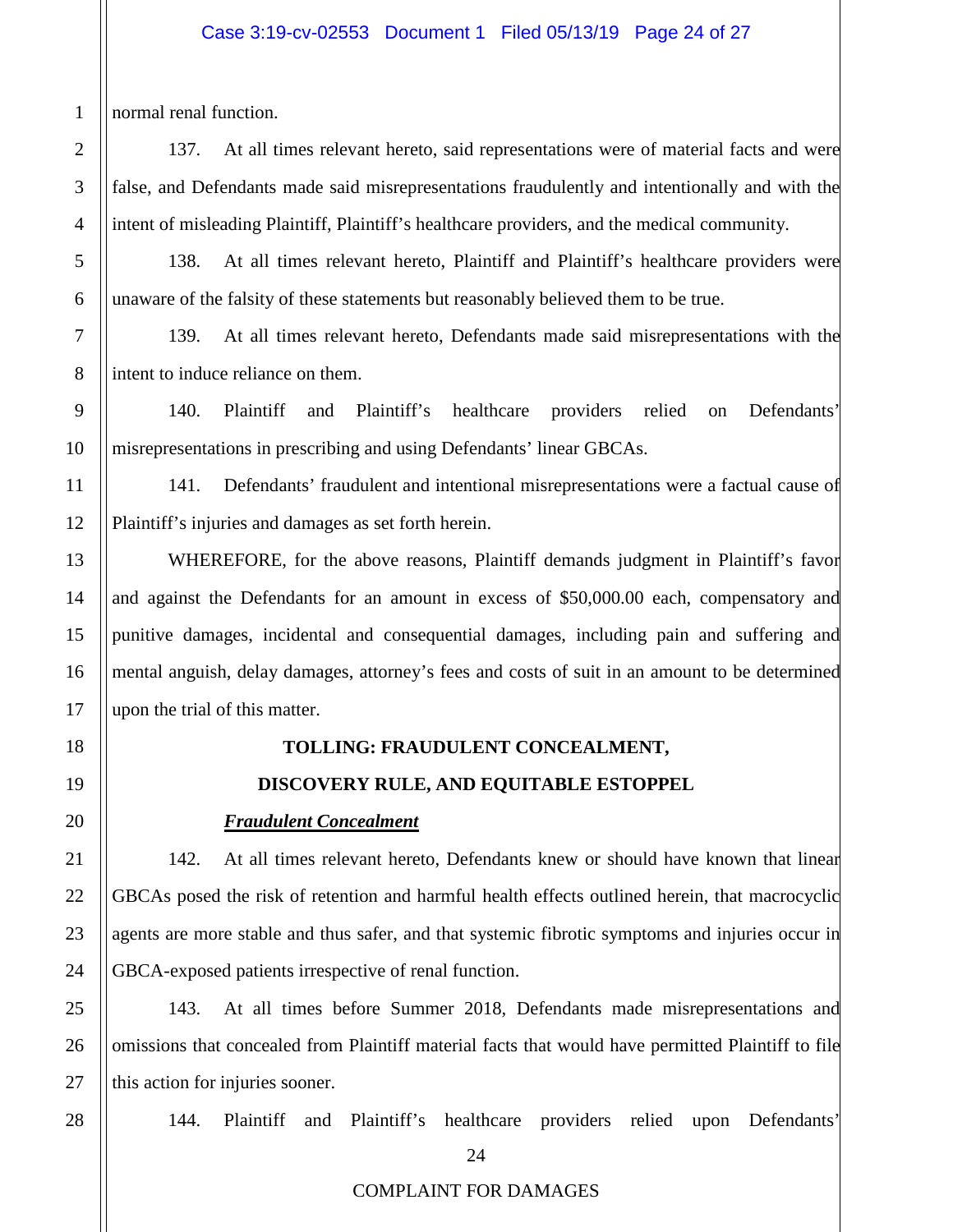normal renal function.

137. At all times relevant hereto, said representations were of material facts and were false, and Defendants made said misrepresentations fraudulently and intentionally and with the intent of misleading Plaintiff, Plaintiff's healthcare providers, and the medical community.

138. At all times relevant hereto, Plaintiff and Plaintiff's healthcare providers were unaware of the falsity of these statements but reasonably believed them to be true.

139. At all times relevant hereto, Defendants made said misrepresentations with the intent to induce reliance on them.

140. Plaintiff and Plaintiff's healthcare providers relied on Defendants' misrepresentations in prescribing and using Defendants' linear GBCAs.

141. Defendants' fraudulent and intentional misrepresentations were a factual cause of Plaintiff's injuries and damages as set forth herein.

WHEREFORE, for the above reasons, Plaintiff demands judgment in Plaintiff's favor and against the Defendants for an amount in excess of $50,000.00 each, compensatory and punitive damages, incidental and consequential damages, including pain and suffering and mental anguish, delay damages, attorney's fees and costs of suit in an amount to be determined upon the trial of this matter.

## TOLLING: FRAUDULENT CONCEALMENT, DISCOVERY RULE, AND EQUITABLE ESTOPPEL

***Fraudulent Concealment***

142. At all times relevant hereto, Defendants knew or should have known that linear GBCAs posed the risk of retention and harmful health effects outlined herein, that macrocyclic agents are more stable and thus safer, and that systemic fibrotic symptoms and injuries occur in GBCA-exposed patients irrespective of renal function.

143. At all times before Summer 2018, Defendants made misrepresentations and omissions that concealed from Plaintiff material facts that would have permitted Plaintiff to file this action for injuries sooner.

144. Plaintiff and Plaintiff's healthcare providers relied upon Defendants'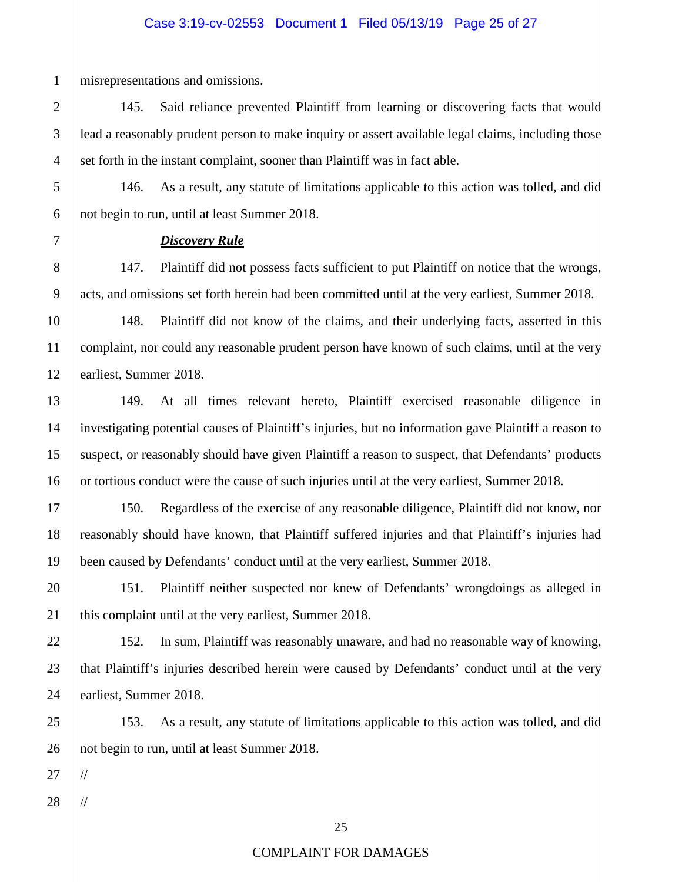misrepresentations and omissions.

145. Said reliance prevented Plaintiff from learning or discovering facts that would lead a reasonably prudent person to make inquiry or assert available legal claims, including those set forth in the instant complaint, sooner than Plaintiff was in fact able.

146. As a result, any statute of limitations applicable to this action was tolled, and did not begin to run, until at least Summer 2018.

***Discovery Rule***

147. Plaintiff did not possess facts sufficient to put Plaintiff on notice that the wrongs, acts, and omissions set forth herein had been committed until at the very earliest, Summer 2018.

148. Plaintiff did not know of the claims, and their underlying facts, asserted in this complaint, nor could any reasonable prudent person have known of such claims, until at the very earliest, Summer 2018.

149. At all times relevant hereto, Plaintiff exercised reasonable diligence in investigating potential causes of Plaintiff's injuries, but no information gave Plaintiff a reason to suspect, or reasonably should have given Plaintiff a reason to suspect, that Defendants' products or tortious conduct were the cause of such injuries until at the very earliest, Summer 2018.

150. Regardless of the exercise of any reasonable diligence, Plaintiff did not know, nor reasonably should have known, that Plaintiff suffered injuries and that Plaintiff's injuries had been caused by Defendants' conduct until at the very earliest, Summer 2018.

151. Plaintiff neither suspected nor knew of Defendants' wrongdoings as alleged in this complaint until at the very earliest, Summer 2018.

152. In sum, Plaintiff was reasonably unaware, and had no reasonable way of knowing, that Plaintiff's injuries described herein were caused by Defendants' conduct until at the very earliest, Summer 2018.

153. As a result, any statute of limitations applicable to this action was tolled, and did not begin to run, until at least Summer 2018.

//

//

COMPLAINT FOR DAMAGES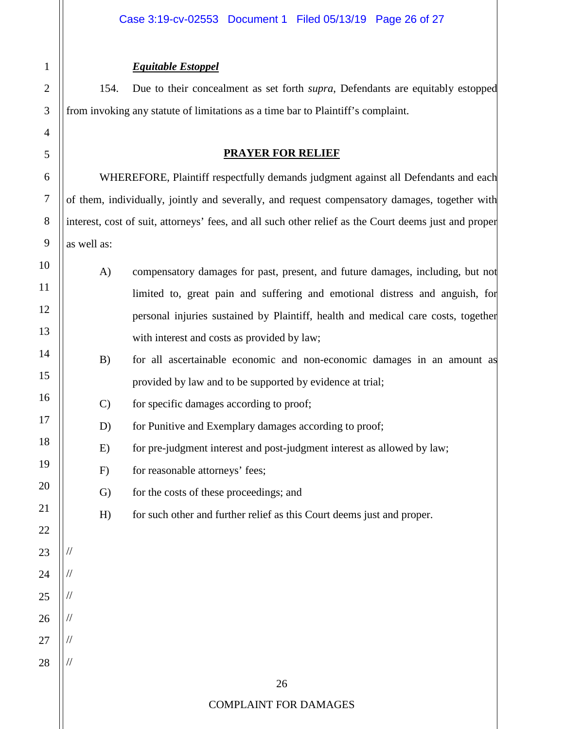***Equitable Estoppel***

154. Due to their concealment as set forth *supra*, Defendants are equitably estopped from invoking any statute of limitations as a time bar to Plaintiff's complaint.

**PRAYER FOR RELIEF**

WHEREFORE, Plaintiff respectfully demands judgment against all Defendants and each of them, individually, jointly and severally, and request compensatory damages, together with interest, cost of suit, attorneys' fees, and all such other relief as the Court deems just and proper as well as:

A) compensatory damages for past, present, and future damages, including, but not limited to, great pain and suffering and emotional distress and anguish, for personal injuries sustained by Plaintiff, health and medical care costs, together with interest and costs as provided by law;

B) for all ascertainable economic and non-economic damages in an amount as provided by law and to be supported by evidence at trial;

C) for specific damages according to proof;

D) for Punitive and Exemplary damages according to proof;

E) for pre-judgment interest and post-judgment interest as allowed by law;

F) for reasonable attorneys' fees;

G) for the costs of these proceedings; and

H) for such other and further relief as this Court deems just and proper.

//

//

//

//

//

//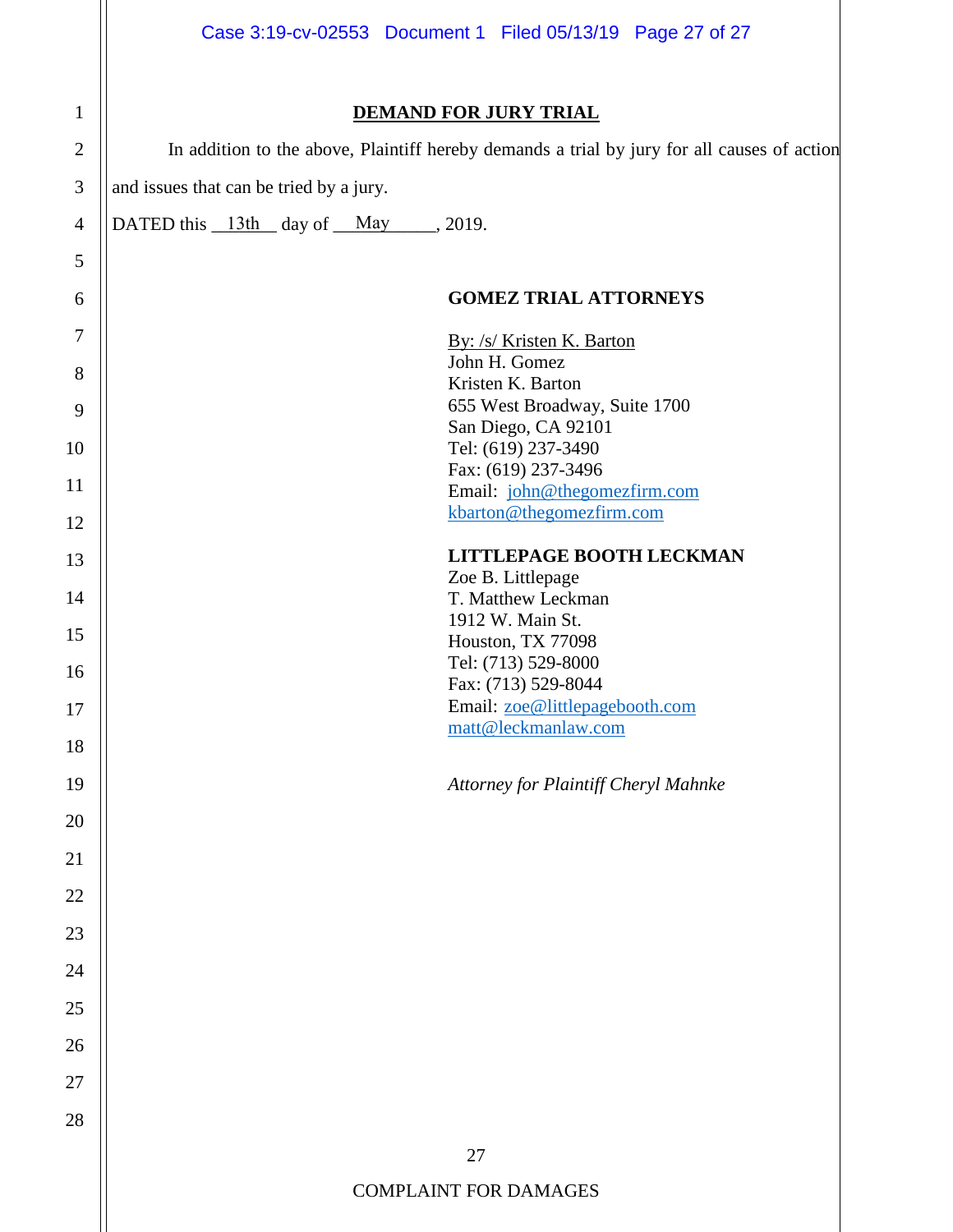## DEMAND FOR JURY TRIAL

In addition to the above, Plaintiff hereby demands a trial by jury for all causes of action and issues that can be tried by a jury.

DATED this __13th__ day of __May_____, 2019.

**GOMEZ TRIAL ATTORNEYS**

By: /s/ Kristen K. Barton
John H. Gomez
Kristen K. Barton
655 West Broadway, Suite 1700
San Diego, CA 92101
Tel: (619) 237-3490
Fax: (619) 237-3496
Email: john@thegomezfirm.com
kbarton@thegomezfirm.com

**LITTLEPAGE BOOTH LECKMAN**
Zoe B. Littlepage
T. Matthew Leckman
1912 W. Main St.
Houston, TX 77098
Tel: (713) 529-8000
Fax: (713) 529-8044
Email: zoe@littlepagebooth.com
matt@leckmanlaw.com

*Attorney for Plaintiff Cheryl Mahnke*

COMPLAINT FOR DAMAGES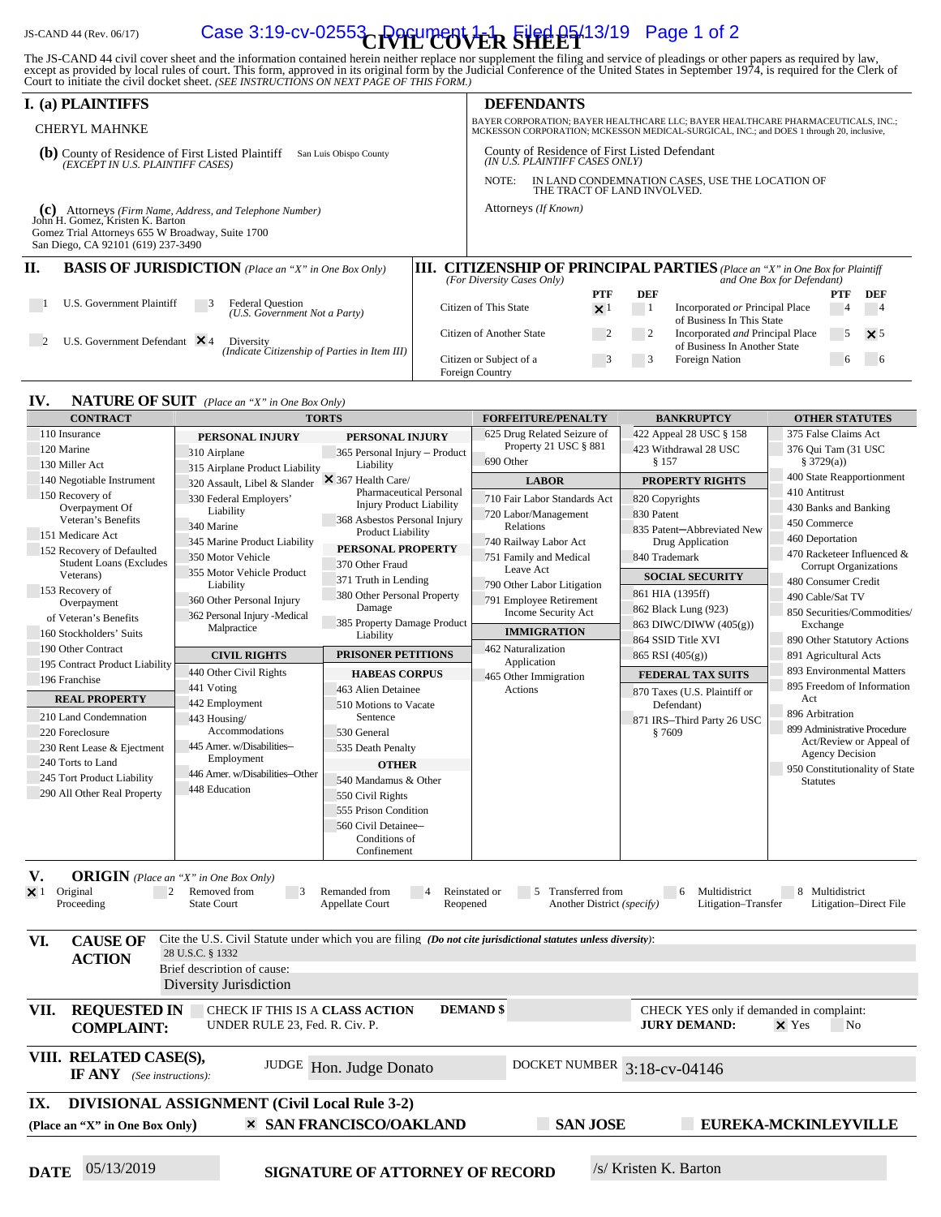JS-CAND 44 (Rev. 06/17)

# CIVIL COVER SHEET

The JS-CAND 44 civil cover sheet and the information contained herein neither replace nor supplement the filing and service of pleadings or other papers as required by law, except as provided by local rules of court. This form, approved in its original form by the Judicial Conference of the United States in September 1974, is required for the Clerk of Court to initiate the civil docket sheet. *(SEE INSTRUCTIONS ON NEXT PAGE OF THIS FORM.)*

## I. (a) PLAINTIFFS

CHERYL MAHNKE

**(b)** County of Residence of First Listed Plaintiff: San Luis Obispo County
*(EXCEPT IN U.S. PLAINTIFF CASES)*

**(c)** Attorneys *(Firm Name, Address, and Telephone Number)*
John H. Gomez, Kristen K. Barton
Gomez Trial Attorneys 655 W Broadway, Suite 1700
San Diego, CA 92101 (619) 237-3490

## DEFENDANTS

BAYER CORPORATION; BAYER HEALTHCARE LLC; BAYER HEALTHCARE PHARMACEUTICALS, INC.; MCKESSON CORPORATION; MCKESSON MEDICAL-SURGICAL, INC.; and DOES 1 through 20, inclusive,

County of Residence of First Listed Defendant
*(IN U.S. PLAINTIFF CASES ONLY)*

NOTE: IN LAND CONDEMNATION CASES, USE THE LOCATION OF THE TRACT OF LAND INVOLVED.

Attorneys *(If Known)*

## II. BASIS OF JURISDICTION *(Place an "X" in One Box Only)*

- ☐ 1 U.S. Government Plaintiff
- ☐ 3 Federal Question *(U.S. Government Not a Party)*
- ☐ 2 U.S. Government Defendant
- ☒ 4 Diversity *(Indicate Citizenship of Parties in Item III)*

## III. CITIZENSHIP OF PRINCIPAL PARTIES *(Place an "X" in One Box for Plaintiff and One Box for Defendant)* *(For Diversity Cases Only)*

| | PTF | DEF | | PTF | DEF |
|---|---|---|---|---|---|
| Citizen of This State | ☒ 1 | ☐ 1 | Incorporated *or* Principal Place of Business In This State | ☐ 4 | ☐ 4 |
| Citizen of Another State | ☐ 2 | ☐ 2 | Incorporated *and* Principal Place of Business In Another State | ☐ 5 | ☒ 5 |
| Citizen or Subject of a Foreign Country | ☐ 3 | ☐ 3 | Foreign Nation | ☐ 6 | ☐ 6 |

## IV. NATURE OF SUIT *(Place an "X" in One Box Only)*

**CONTRACT**
- 110 Insurance
- 120 Marine
- 130 Miller Act
- 140 Negotiable Instrument
- 150 Recovery of Overpayment Of Veteran's Benefits
- 151 Medicare Act
- 152 Recovery of Defaulted Student Loans (Excludes Veterans)
- 153 Recovery of Overpayment of Veteran's Benefits
- 160 Stockholders' Suits
- 190 Other Contract
- 195 Contract Product Liability
- 196 Franchise

**REAL PROPERTY**
- 210 Land Condemnation
- 220 Foreclosure
- 230 Rent Lease & Ejectment
- 240 Torts to Land
- 245 Tort Product Liability
- 290 All Other Real Property

**TORTS**

*PERSONAL INJURY*
- 310 Airplane
- 315 Airplane Product Liability
- 320 Assault, Libel & Slander
- 330 Federal Employers' Liability
- 340 Marine
- 345 Marine Product Liability
- 350 Motor Vehicle
- 355 Motor Vehicle Product Liability
- 360 Other Personal Injury
- 362 Personal Injury -Medical Malpractice

*PERSONAL INJURY*
- 365 Personal Injury – Product Liability
- ☒ 367 Health Care/ Pharmaceutical Personal Injury Product Liability
- 368 Asbestos Personal Injury Product Liability

*PERSONAL PROPERTY*
- 370 Other Fraud
- 371 Truth in Lending
- 380 Other Personal Property Damage
- 385 Property Damage Product Liability

**CIVIL RIGHTS**
- 440 Other Civil Rights
- 441 Voting
- 442 Employment
- 443 Housing/ Accommodations
- 445 Amer. w/Disabilities–Employment
- 446 Amer. w/Disabilities–Other
- 448 Education

**PRISONER PETITIONS**

*HABEAS CORPUS*
- 463 Alien Detainee
- 510 Motions to Vacate Sentence
- 530 General
- 535 Death Penalty

*OTHER*
- 540 Mandamus & Other
- 550 Civil Rights
- 555 Prison Condition
- 560 Civil Detainee– Conditions of Confinement

**FORFEITURE/PENALTY**
- 625 Drug Related Seizure of Property 21 USC § 881
- 690 Other

**LABOR**
- 710 Fair Labor Standards Act
- 720 Labor/Management Relations
- 740 Railway Labor Act
- 751 Family and Medical Leave Act
- 790 Other Labor Litigation
- 791 Employee Retirement Income Security Act

**IMMIGRATION**
- 462 Naturalization Application
- 465 Other Immigration Actions

**BANKRUPTCY**
- 422 Appeal 28 USC § 158
- 423 Withdrawal 28 USC § 157

**PROPERTY RIGHTS**
- 820 Copyrights
- 830 Patent
- 835 Patent─Abbreviated New Drug Application
- 840 Trademark

**SOCIAL SECURITY**
- 861 HIA (1395ff)
- 862 Black Lung (923)
- 863 DIWC/DIWW (405(g))
- 864 SSID Title XVI
- 865 RSI (405(g))

**FEDERAL TAX SUITS**
- 870 Taxes (U.S. Plaintiff or Defendant)
- 871 IRS–Third Party 26 USC § 7609

**OTHER STATUTES**
- 375 False Claims Act
- 376 Qui Tam (31 USC § 3729(a))
- 400 State Reapportionment
- 410 Antitrust
- 430 Banks and Banking
- 450 Commerce
- 460 Deportation
- 470 Racketeer Influenced & Corrupt Organizations
- 480 Consumer Credit
- 490 Cable/Sat TV
- 850 Securities/Commodities/ Exchange
- 890 Other Statutory Actions
- 891 Agricultural Acts
- 893 Environmental Matters
- 895 Freedom of Information Act
- 896 Arbitration
- 899 Administrative Procedure Act/Review or Appeal of Agency Decision
- 950 Constitutionality of State Statutes

## V. ORIGIN *(Place an "X" in One Box Only)*

- ☒ 1 Original Proceeding
- ☐ 2 Removed from State Court
- ☐ 3 Remanded from Appellate Court
- ☐ 4 Reinstated or Reopened
- ☐ 5 Transferred from Another District *(specify)*
- ☐ 6 Multidistrict Litigation–Transfer
- ☐ 8 Multidistrict Litigation–Direct File

## VI. CAUSE OF ACTION

Cite the U.S. Civil Statute under which you are filing *(Do not cite jurisdictional statutes unless diversity)*:
28 U.S.C. § 1332

Brief description of cause:
Diversity Jurisdiction

## VII. REQUESTED IN COMPLAINT:

☐ CHECK IF THIS IS A **CLASS ACTION** UNDER RULE 23, Fed. R. Civ. P.

**DEMAND $**

CHECK YES only if demanded in complaint:
**JURY DEMAND:** ☒ Yes ☐ No

## VIII. RELATED CASE(S), IF ANY *(See instructions)*:

JUDGE: Hon. Judge Donato
DOCKET NUMBER: 3:18-cv-04146

## IX. DIVISIONAL ASSIGNMENT (Civil Local Rule 3-2)

**(Place an "X" in One Box Only)**

- ☒ **SAN FRANCISCO/OAKLAND**
- ☐ **SAN JOSE**
- ☐ **EUREKA-MCKINLEYVILLE**

**DATE** 05/13/2019

**SIGNATURE OF ATTORNEY OF RECORD** /s/ Kristen K. Barton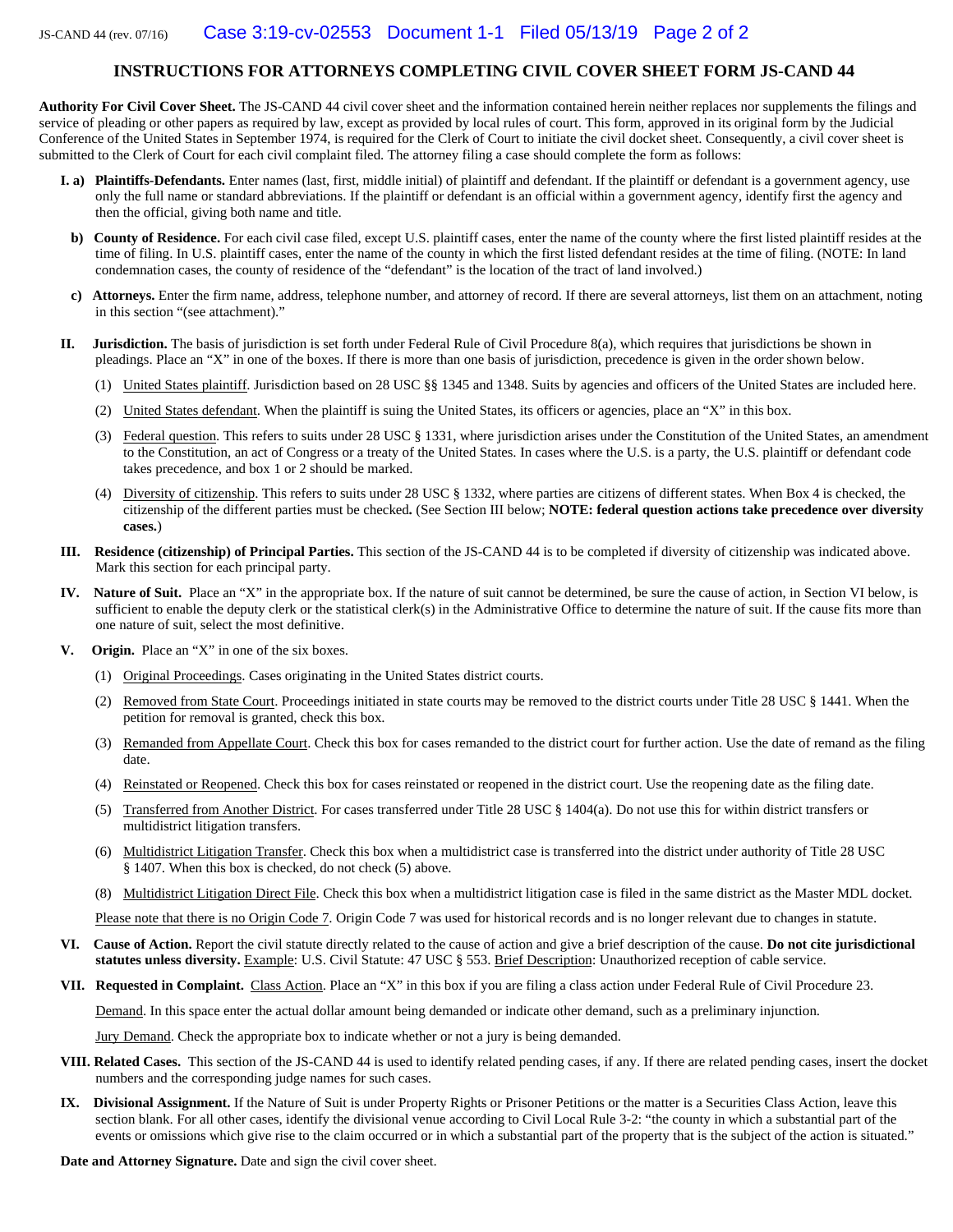## INSTRUCTIONS FOR ATTORNEYS COMPLETING CIVIL COVER SHEET FORM JS-CAND 44

**Authority For Civil Cover Sheet.** The JS-CAND 44 civil cover sheet and the information contained herein neither replaces nor supplements the filings and service of pleading or other papers as required by law, except as provided by local rules of court. This form, approved in its original form by the Judicial Conference of the United States in September 1974, is required for the Clerk of Court to initiate the civil docket sheet. Consequently, a civil cover sheet is submitted to the Clerk of Court for each civil complaint filed. The attorney filing a case should complete the form as follows:

**I. a) Plaintiffs-Defendants.** Enter names (last, first, middle initial) of plaintiff and defendant. If the plaintiff or defendant is a government agency, use only the full name or standard abbreviations. If the plaintiff or defendant is an official within a government agency, identify first the agency and then the official, giving both name and title.

**b) County of Residence.** For each civil case filed, except U.S. plaintiff cases, enter the name of the county where the first listed plaintiff resides at the time of filing. In U.S. plaintiff cases, enter the name of the county in which the first listed defendant resides at the time of filing. (NOTE: In land condemnation cases, the county of residence of the "defendant" is the location of the tract of land involved.)

**c) Attorneys.** Enter the firm name, address, telephone number, and attorney of record. If there are several attorneys, list them on an attachment, noting in this section "(see attachment)."

**II. Jurisdiction.** The basis of jurisdiction is set forth under Federal Rule of Civil Procedure 8(a), which requires that jurisdictions be shown in pleadings. Place an "X" in one of the boxes. If there is more than one basis of jurisdiction, precedence is given in the order shown below.

(1) United States plaintiff. Jurisdiction based on 28 USC §§ 1345 and 1348. Suits by agencies and officers of the United States are included here.

(2) United States defendant. When the plaintiff is suing the United States, its officers or agencies, place an "X" in this box.

(3) Federal question. This refers to suits under 28 USC § 1331, where jurisdiction arises under the Constitution of the United States, an amendment to the Constitution, an act of Congress or a treaty of the United States. In cases where the U.S. is a party, the U.S. plaintiff or defendant code takes precedence, and box 1 or 2 should be marked.

(4) Diversity of citizenship. This refers to suits under 28 USC § 1332, where parties are citizens of different states. When Box 4 is checked, the citizenship of the different parties must be checked**.** (See Section III below; **NOTE: federal question actions take precedence over diversity cases.**)

**III. Residence (citizenship) of Principal Parties.** This section of the JS-CAND 44 is to be completed if diversity of citizenship was indicated above. Mark this section for each principal party.

**IV. Nature of Suit.** Place an "X" in the appropriate box. If the nature of suit cannot be determined, be sure the cause of action, in Section VI below, is sufficient to enable the deputy clerk or the statistical clerk(s) in the Administrative Office to determine the nature of suit. If the cause fits more than one nature of suit, select the most definitive.

**V. Origin.** Place an "X" in one of the six boxes.

(1) Original Proceedings. Cases originating in the United States district courts.

(2) Removed from State Court. Proceedings initiated in state courts may be removed to the district courts under Title 28 USC § 1441. When the petition for removal is granted, check this box.

(3) Remanded from Appellate Court. Check this box for cases remanded to the district court for further action. Use the date of remand as the filing date.

(4) Reinstated or Reopened. Check this box for cases reinstated or reopened in the district court. Use the reopening date as the filing date.

(5) Transferred from Another District. For cases transferred under Title 28 USC § 1404(a). Do not use this for within district transfers or multidistrict litigation transfers.

(6) Multidistrict Litigation Transfer. Check this box when a multidistrict case is transferred into the district under authority of Title 28 USC § 1407. When this box is checked, do not check (5) above.

(8) Multidistrict Litigation Direct File. Check this box when a multidistrict litigation case is filed in the same district as the Master MDL docket.

Please note that there is no Origin Code 7. Origin Code 7 was used for historical records and is no longer relevant due to changes in statute.

**VI. Cause of Action.** Report the civil statute directly related to the cause of action and give a brief description of the cause. **Do not cite jurisdictional statutes unless diversity.** Example: U.S. Civil Statute: 47 USC § 553. Brief Description: Unauthorized reception of cable service.

**VII. Requested in Complaint.** Class Action. Place an "X" in this box if you are filing a class action under Federal Rule of Civil Procedure 23.

Demand. In this space enter the actual dollar amount being demanded or indicate other demand, such as a preliminary injunction.

Jury Demand. Check the appropriate box to indicate whether or not a jury is being demanded.

**VIII. Related Cases.** This section of the JS-CAND 44 is used to identify related pending cases, if any. If there are related pending cases, insert the docket numbers and the corresponding judge names for such cases.

**IX. Divisional Assignment.** If the Nature of Suit is under Property Rights or Prisoner Petitions or the matter is a Securities Class Action, leave this section blank. For all other cases, identify the divisional venue according to Civil Local Rule 3-2: "the county in which a substantial part of the events or omissions which give rise to the claim occurred or in which a substantial part of the property that is the subject of the action is situated."

**Date and Attorney Signature.** Date and sign the civil cover sheet.